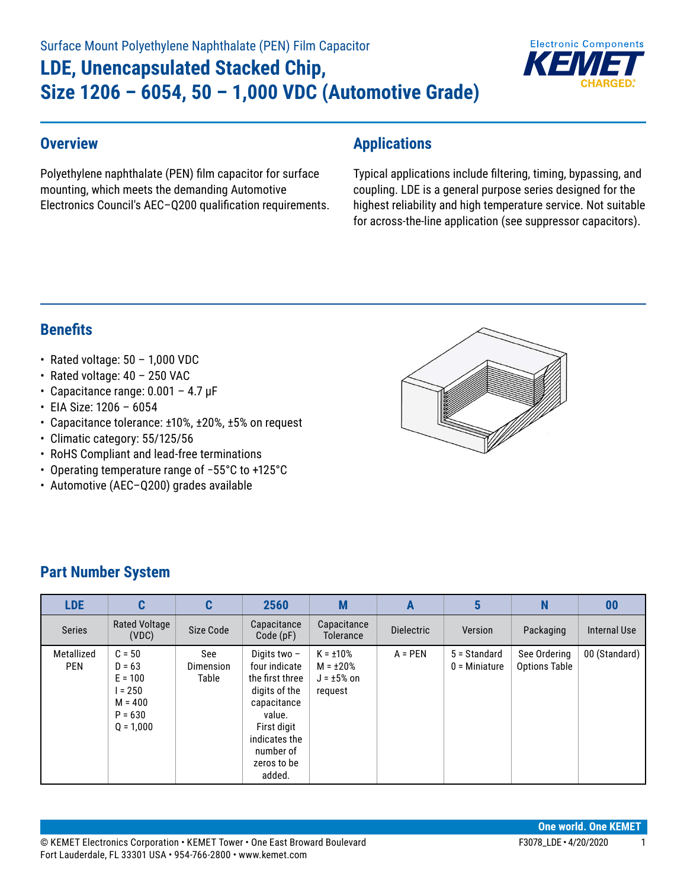Surface Mount Polyethylene Naphthalate (PEN) Film Capacitor

# LDE, Unencapsulated Stacked Chip, Size 1206 – 6054, 50 – 1,000 VDC (Automotive Grade)

## Overview

Polyethylene naphthalate (PEN) film capacitor for surface mounting, which meets the demanding Automotive Electronics Council's AEC–Q200 qualification requirements.

## Applications

Typical applications include filtering, timing, bypassing, and coupling. LDE is a general purpose series designed for the highest reliability and high temperature service. Not suitable for across-the-line application (see suppressor capacitors).

## Benefits

- Rated voltage: 50 – 1,000 VDC
- Rated voltage: 40 – 250 VAC
- Capacitance range: 0.001 – 4.7 µF
- EIA Size: 1206 – 6054
- Capacitance tolerance: ±10%, ±20%, ±5% on request
- Climatic category: 55/125/56
- RoHS Compliant and lead-free terminations
- Operating temperature range of −55°C to +125°C
- Automotive (AEC–Q200) grades available

## Part Number System

| LDE | C | C | 2560 | M | A | 5 | N | 00 |
|---|---|---|---|---|---|---|---|---|
| Series | Rated Voltage (VDC) | Size Code | Capacitance Code (pF) | Capacitance Tolerance | Dielectric | Version | Packaging | Internal Use |
| Metallized PEN | C = 50<br>D = 63<br>E = 100<br>I = 250<br>M = 400<br>P = 630<br>Q = 1,000 | See Dimension Table | Digits two – four indicate the first three digits of the capacitance value. First digit indicates the number of zeros to be added. | K = ±10%<br>M = ±20%<br>J = ±5% on request | A = PEN | 5 = Standard<br>0 = Miniature | See Ordering Options Table | 00 (Standard) |

© KEMET Electronics Corporation • KEMET Tower • One East Broward Boulevard
Fort Lauderdale, FL 33301 USA • 954-766-2800 • www.kemet.com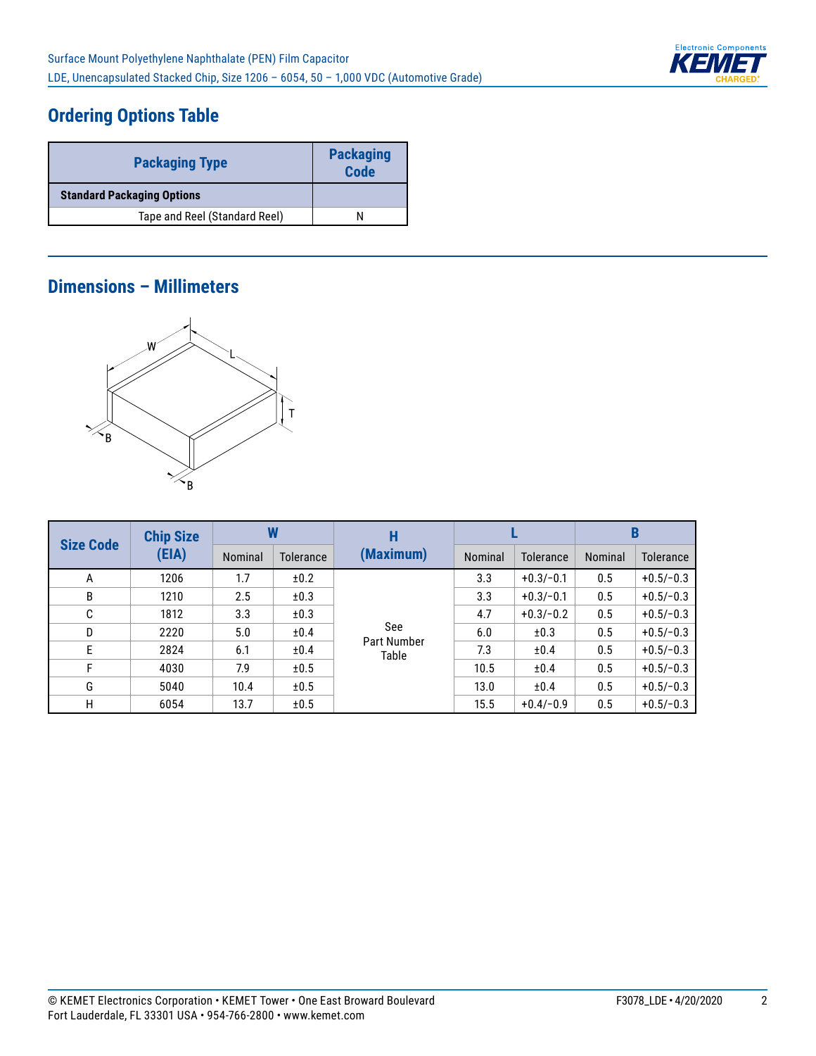## Ordering Options Table

| Packaging Type | Packaging Code |
|---|---|
| **Standard Packaging Options** | |
| Tape and Reel (Standard Reel) | N |

## Dimensions – Millimeters

| Size Code | Chip Size (EIA) | W | | H (Maximum) | L | | B | |
|---|---|---|---|---|---|---|---|---|
| | | Nominal | Tolerance | | Nominal | Tolerance | Nominal | Tolerance |
| A | 1206 | 1.7 | ±0.2 | See Part Number Table | 3.3 | +0.3/−0.1 | 0.5 | +0.5/−0.3 |
| B | 1210 | 2.5 | ±0.3 | | 3.3 | +0.3/−0.1 | 0.5 | +0.5/−0.3 |
| C | 1812 | 3.3 | ±0.3 | | 4.7 | +0.3/−0.2 | 0.5 | +0.5/−0.3 |
| D | 2220 | 5.0 | ±0.4 | | 6.0 | ±0.3 | 0.5 | +0.5/−0.3 |
| E | 2824 | 6.1 | ±0.4 | | 7.3 | ±0.4 | 0.5 | +0.5/−0.3 |
| F | 4030 | 7.9 | ±0.5 | | 10.5 | ±0.4 | 0.5 | +0.5/−0.3 |
| G | 5040 | 10.4 | ±0.5 | | 13.0 | ±0.4 | 0.5 | +0.5/−0.3 |
| H | 6054 | 13.7 | ±0.5 | | 15.5 | +0.4/−0.9 | 0.5 | +0.5/−0.3 |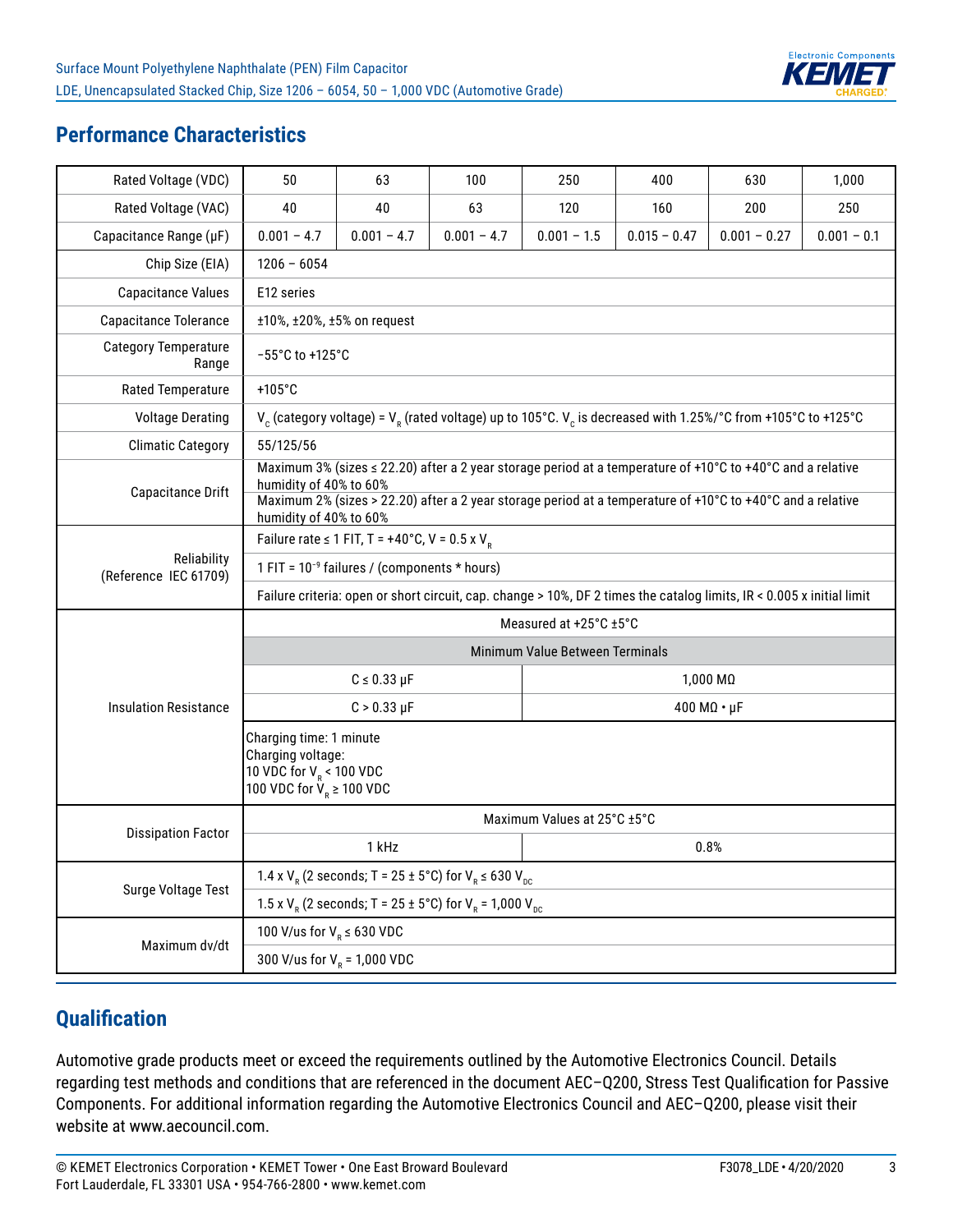## Performance Characteristics

| Rated Voltage (VDC) | 50 | 63 | 100 | 250 | 400 | 630 | 1,000 |
|---|---|---|---|---|---|---|---|
| Rated Voltage (VAC) | 40 | 40 | 63 | 120 | 160 | 200 | 250 |
| Capacitance Range (µF) | 0.001 – 4.7 | 0.001 – 4.7 | 0.001 – 4.7 | 0.001 – 1.5 | 0.015 – 0.47 | 0.001 – 0.27 | 0.001 – 0.1 |
| Chip Size (EIA) | 1206 – 6054 | | | | | | |
| Capacitance Values | E12 series | | | | | | |
| Capacitance Tolerance | ±10%, ±20%, ±5% on request | | | | | | |
| Category Temperature Range | −55°C to +125°C | | | | | | |
| Rated Temperature | +105°C | | | | | | |
| Voltage Derating | $V_C$ (category voltage) = $V_R$ (rated voltage) up to 105°C. $V_C$ is decreased with 1.25%/°C from +105°C to +125°C | | | | | | |
| Climatic Category | 55/125/56 | | | | | | |
| Capacitance Drift | Maximum 3% (sizes ≤ 22.20) after a 2 year storage period at a temperature of +10°C to +40°C and a relative humidity of 40% to 60% | | | | | | |
| | Maximum 2% (sizes > 22.20) after a 2 year storage period at a temperature of +10°C to +40°C and a relative humidity of 40% to 60% | | | | | | |
| Reliability (Reference IEC 61709) | Failure rate ≤ 1 FIT, T = +40°C, V = 0.5 x $V_R$ | | | | | | |
| | 1 FIT = $10^{-9}$ failures / (components * hours) | | | | | | |
| | Failure criteria: open or short circuit, cap. change > 10%, DF 2 times the catalog limits, IR < 0.005 x initial limit | | | | | | |
| Insulation Resistance | Measured at +25°C ±5°C | | | | | | |
| | Minimum Value Between Terminals | | | | | | |
| | C ≤ 0.33 µF | | | 1,000 MΩ | | | |
| | C > 0.33 µF | | | 400 MΩ • µF | | | |
| | Charging time: 1 minute<br>Charging voltage:<br>10 VDC for $V_R$ < 100 VDC<br>100 VDC for $V_R$ ≥ 100 VDC | | | | | | |
| Dissipation Factor | Maximum Values at 25°C ±5°C | | | | | | |
| | 1 kHz | | | 0.8% | | | |
| Surge Voltage Test | 1.4 x $V_R$ (2 seconds; T = 25 ± 5°C) for $V_R$ ≤ 630 $V_{DC}$ | | | | | | |
| | 1.5 x $V_R$ (2 seconds; T = 25 ± 5°C) for $V_R$ = 1,000 $V_{DC}$ | | | | | | |
| Maximum dv/dt | 100 V/us for $V_R$ ≤ 630 VDC | | | | | | |
| | 300 V/us for $V_R$ = 1,000 VDC | | | | | | |

## Qualification

Automotive grade products meet or exceed the requirements outlined by the Automotive Electronics Council. Details regarding test methods and conditions that are referenced in the document AEC–Q200, Stress Test Qualification for Passive Components. For additional information regarding the Automotive Electronics Council and AEC–Q200, please visit their website at www.aecouncil.com.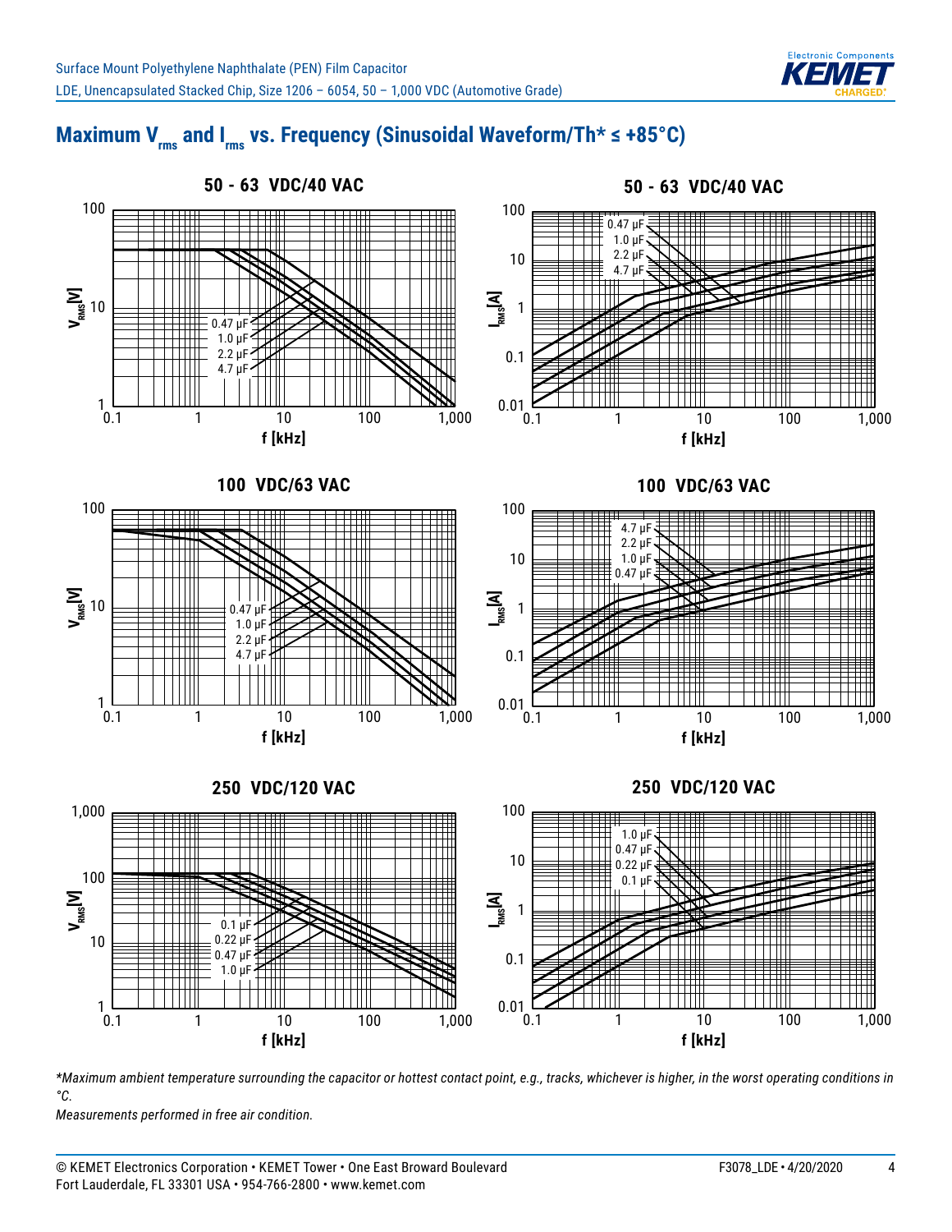## Maximum $V_{rms}$ and $I_{rms}$ vs. Frequency (Sinusoidal Waveform/Th* ≤ +85°C)

**50 - 63 VDC/40 VAC**

$V_{RMS}$[V] vs. f [kHz]: 0.47 µF, 1.0 µF, 2.2 µF, 4.7 µF

**50 - 63 VDC/40 VAC**

$I_{RMS}$[A] vs. f [kHz]: 0.47 µF, 1.0 µF, 2.2 µF, 4.7 µF

**100 VDC/63 VAC**

$V_{RMS}$[V] vs. f [kHz]: 0.47 µF, 1.0 µF, 2.2 µF, 4.7 µF

**100 VDC/63 VAC**

$I_{RMS}$[A] vs. f [kHz]: 4.7 µF, 2.2 µF, 1.0 µF, 0.47 µF

**250 VDC/120 VAC**

$V_{RMS}$[V] vs. f [kHz]: 0.1 µF, 0.22 µF, 0.47 µF, 1.0 µF

**250 VDC/120 VAC**

$I_{RMS}$[A] vs. f [kHz]: 1.0 µF, 0.47 µF, 0.22 µF, 0.1 µF

*\*Maximum ambient temperature surrounding the capacitor or hottest contact point, e.g., tracks, whichever is higher, in the worst operating conditions in °C.*

*Measurements performed in free air condition.*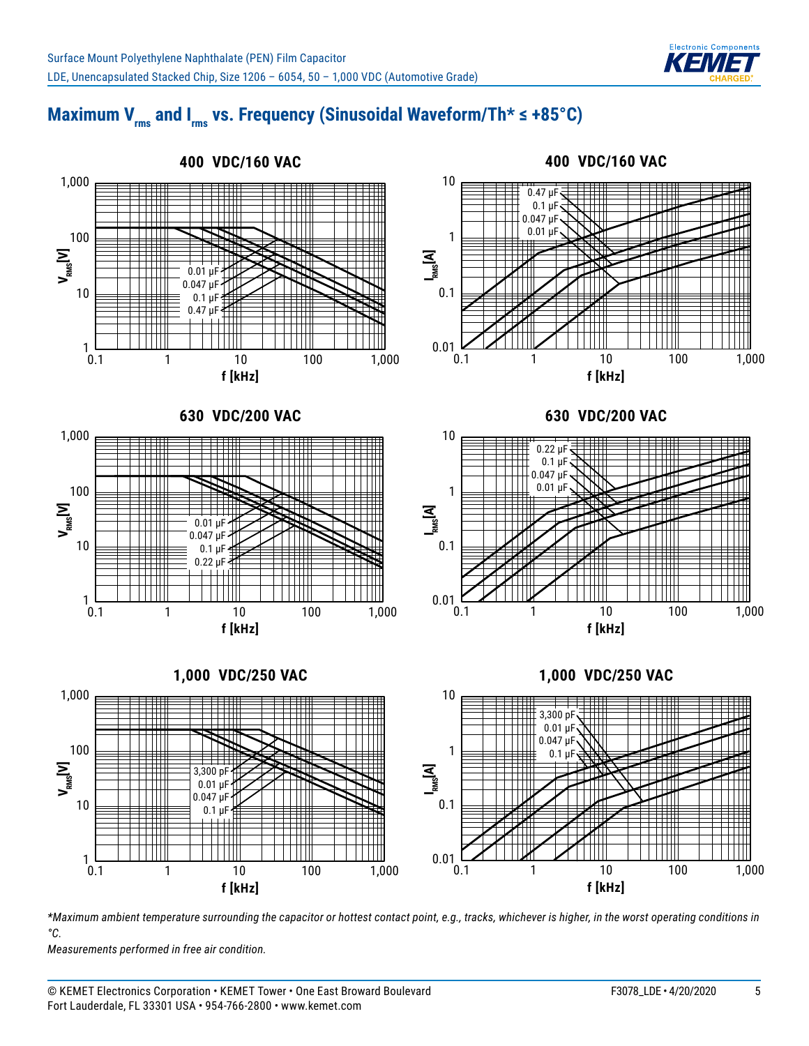## Maximum $V_{rms}$ and $I_{rms}$ vs. Frequency (Sinusoidal Waveform/Th* ≤ +85°C)

**400 VDC/160 VAC**

$V_{RMS}$ [V] vs. f [kHz] — curves: 0.01 µF, 0.047 µF, 0.1 µF, 0.47 µF

**400 VDC/160 VAC**

$I_{RMS}$ [A] vs. f [kHz] — curves: 0.47 µF, 0.1 µF, 0.047 µF, 0.01 µF

**630 VDC/200 VAC**

$V_{RMS}$ [V] vs. f [kHz] — curves: 0.01 µF, 0.047 µF, 0.1 µF, 0.22 µF

**630 VDC/200 VAC**

$I_{RMS}$ [A] vs. f [kHz] — curves: 0.22 µF, 0.1 µF, 0.047 µF, 0.01 µF

**1,000 VDC/250 VAC**

$V_{RMS}$ [V] vs. f [kHz] — curves: 3,300 pF, 0.01 µF, 0.047 µF, 0.1 µF

**1,000 VDC/250 VAC**

$I_{RMS}$ [A] vs. f [kHz] — curves: 3,300 pF, 0.01 µF, 0.047 µF, 0.1 µF

*\*Maximum ambient temperature surrounding the capacitor or hottest contact point, e.g., tracks, whichever is higher, in the worst operating conditions in °C.*

*Measurements performed in free air condition.*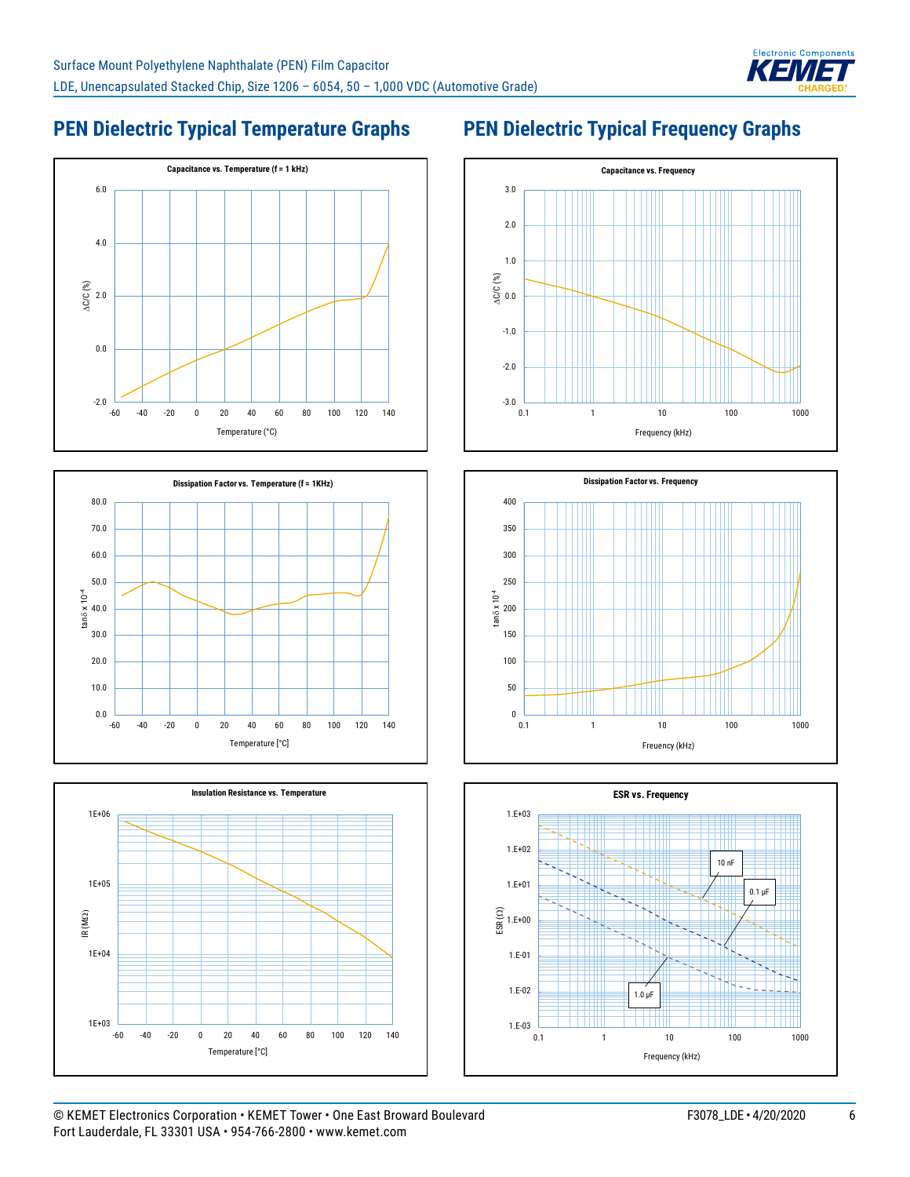## PEN Dielectric Typical Temperature Graphs

**Capacitance vs. Temperature (f = 1 kHz)**

ΔC/C (%)

Temperature (°C)

**Dissipation Factor vs. Temperature (f = 1KHz)**

tanδ x $10^{-4}$

Temperature [°C]

**Insulation Resistance vs. Temperature**

IR (MΩ)

Temperature [°C]

## PEN Dielectric Typical Frequency Graphs

**Capacitance vs. Frequency**

ΔC/C (%)

Frequency (kHz)

**Dissipation Factor vs. Frequency**

tanδ x $10^{-4}$

Freuency (kHz)

**ESR vs. Frequency**

ESR (Ω)

Frequency (kHz)

10 nF

0.1 µF

1.0 µF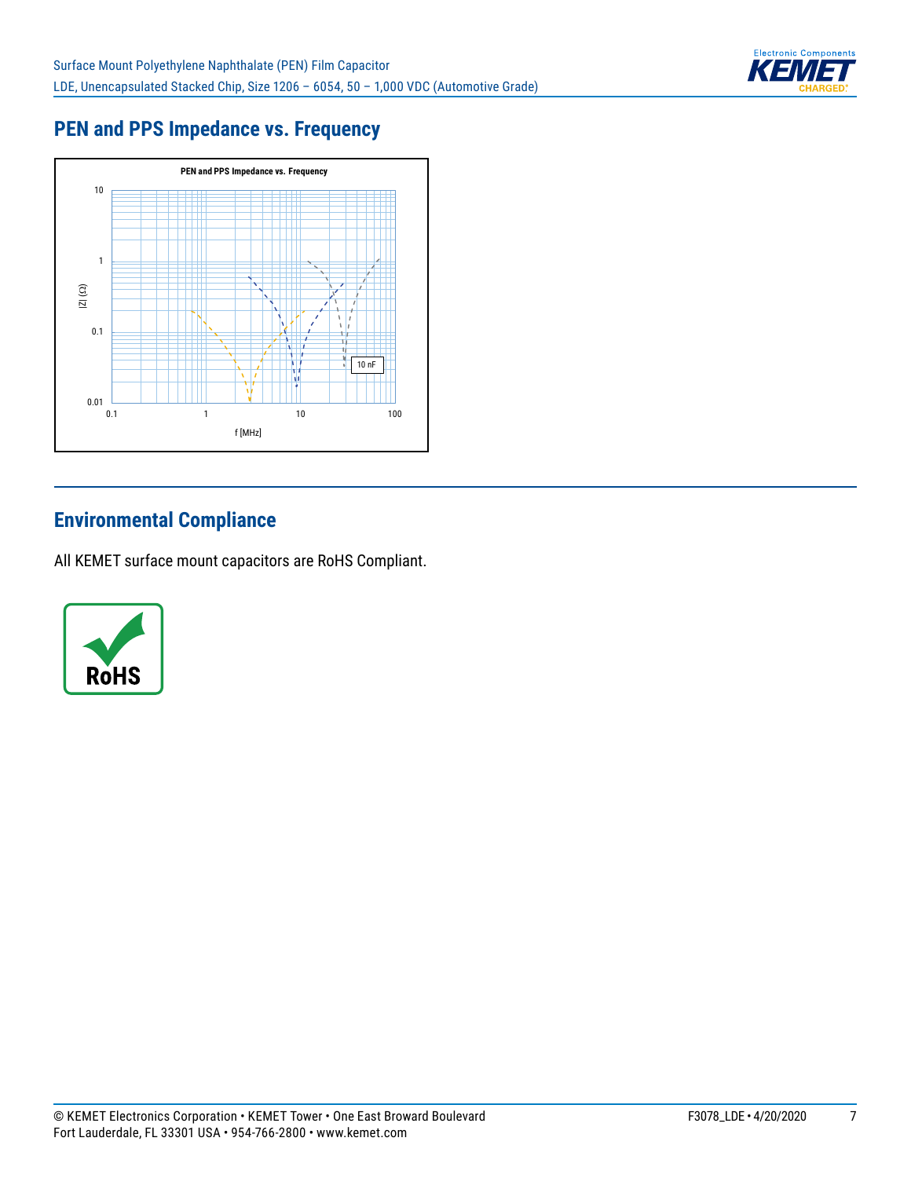## PEN and PPS Impedance vs. Frequency

PEN and PPS Impedance vs. Frequency

|Z| (Ω)

f [MHz]

10 nF

## Environmental Compliance

All KEMET surface mount capacitors are RoHS Compliant.

RoHS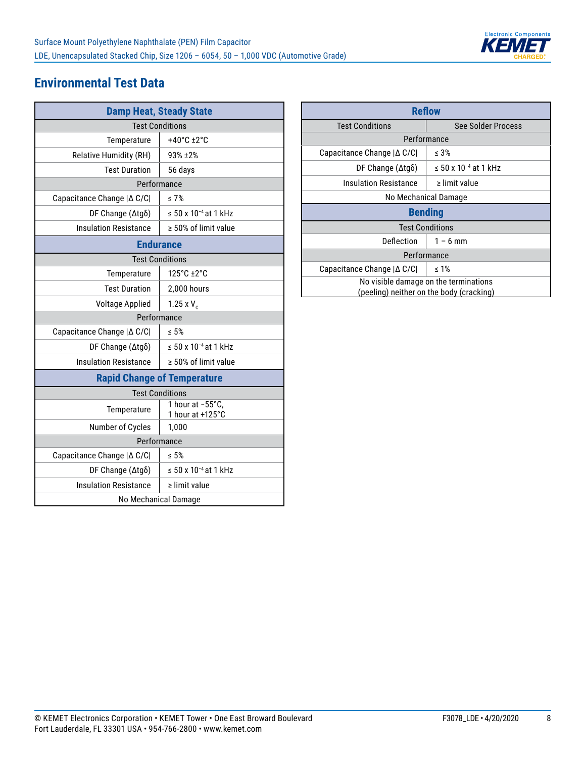## Environmental Test Data

| Damp Heat, Steady State | |
|---|---|
| **Test Conditions** | |
| Temperature | +40°C ±2°C |
| Relative Humidity (RH) | 93% ±2% |
| Test Duration | 56 days |
| **Performance** | |
| Capacitance Change \|Δ C/C\| | ≤ 7% |
| DF Change (Δtgδ) | ≤ 50 x $10^{-4}$ at 1 kHz |
| Insulation Resistance | ≥ 50% of limit value |

| Endurance | |
|---|---|
| **Test Conditions** | |
| Temperature | 125°C ±2°C |
| Test Duration | 2,000 hours |
| Voltage Applied | 1.25 x $V_C$ |
| **Performance** | |
| Capacitance Change \|Δ C/C\| | ≤ 5% |
| DF Change (Δtgδ) | ≤ 50 x $10^{-4}$ at 1 kHz |
| Insulation Resistance | ≥ 50% of limit value |

| Rapid Change of Temperature | |
|---|---|
| **Test Conditions** | |
| Temperature | 1 hour at −55°C, 1 hour at +125°C |
| Number of Cycles | 1,000 |
| **Performance** | |
| Capacitance Change \|Δ C/C\| | ≤ 5% |
| DF Change (Δtgδ) | ≤ 50 x $10^{-4}$ at 1 kHz |
| Insulation Resistance | ≥ limit value |
| No Mechanical Damage | |

| Reflow | |
|---|---|
| Test Conditions | See Solder Process |
| **Performance** | |
| Capacitance Change \|Δ C/C\| | ≤ 3% |
| DF Change (Δtgδ) | ≤ 50 x $10^{-4}$ at 1 kHz |
| Insulation Resistance | ≥ limit value |
| No Mechanical Damage | |

| Bending | |
|---|---|
| **Test Conditions** | |
| Deflection | 1 – 6 mm |
| **Performance** | |
| Capacitance Change \|Δ C/C\| | ≤ 1% |
| No visible damage on the terminations (peeling) neither on the body (cracking) | |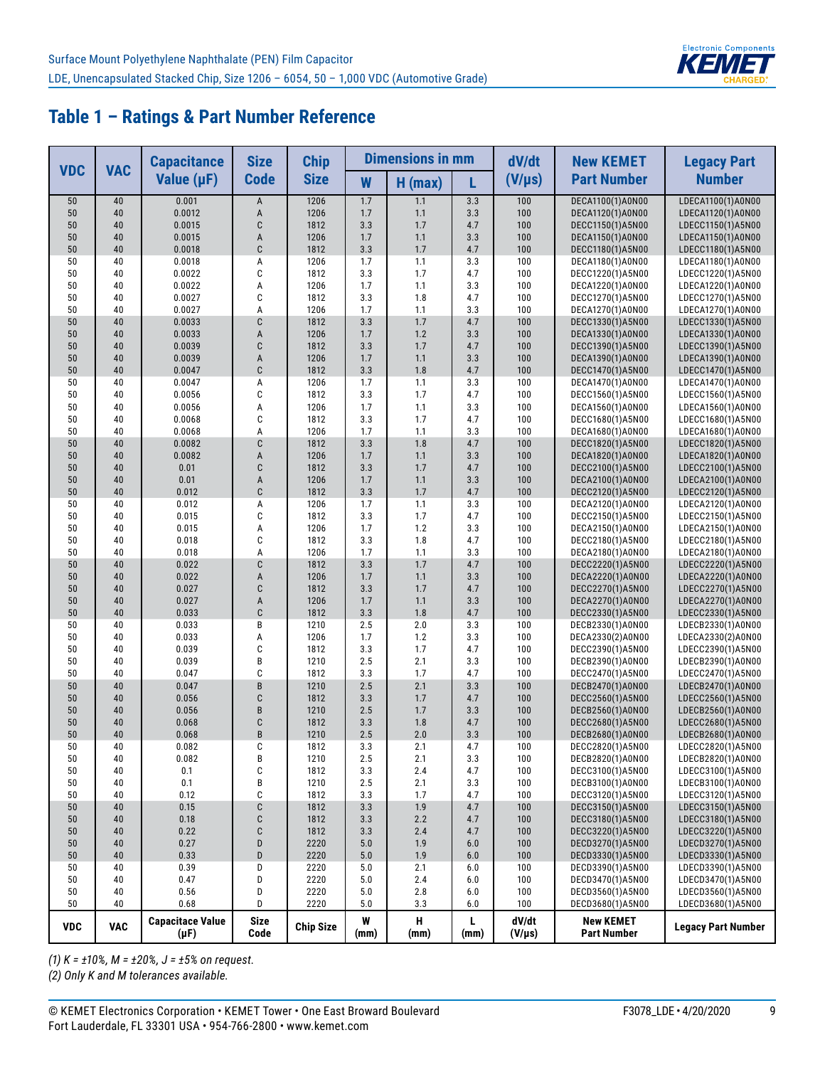## Table 1 – Ratings & Part Number Reference

| VDC | VAC | Capacitance Value (µF) | Size Code | Chip Size | Dimensions in mm W | H (max) | L | dV/dt (V/µs) | New KEMET Part Number | Legacy Part Number |
|---|---|---|---|---|---|---|---|---|---|---|
| 50 | 40 | 0.001 | A | 1206 | 1.7 | 1.1 | 3.3 | 100 | DECA1100(1)A0N00 | LDECA1100(1)A0N00 |
| 50 | 40 | 0.0012 | A | 1206 | 1.7 | 1.1 | 3.3 | 100 | DECA1120(1)A0N00 | LDECA1120(1)A0N00 |
| 50 | 40 | 0.0015 | C | 1812 | 3.3 | 1.7 | 4.7 | 100 | DECC1150(1)A5N00 | LDECC1150(1)A5N00 |
| 50 | 40 | 0.0015 | A | 1206 | 1.7 | 1.1 | 3.3 | 100 | DECA1150(1)A0N00 | LDECA1150(1)A0N00 |
| 50 | 40 | 0.0018 | C | 1812 | 3.3 | 1.7 | 4.7 | 100 | DECC1180(1)A5N00 | LDECC1180(1)A5N00 |
| 50 | 40 | 0.0018 | A | 1206 | 1.7 | 1.1 | 3.3 | 100 | DECA1180(1)A0N00 | LDECA1180(1)A0N00 |
| 50 | 40 | 0.0022 | C | 1812 | 3.3 | 1.7 | 4.7 | 100 | DECC1220(1)A5N00 | LDECC1220(1)A5N00 |
| 50 | 40 | 0.0022 | A | 1206 | 1.7 | 1.1 | 3.3 | 100 | DECA1220(1)A0N00 | LDECA1220(1)A0N00 |
| 50 | 40 | 0.0027 | C | 1812 | 3.3 | 1.8 | 4.7 | 100 | DECC1270(1)A5N00 | LDECC1270(1)A5N00 |
| 50 | 40 | 0.0027 | A | 1206 | 1.7 | 1.1 | 3.3 | 100 | DECA1270(1)A0N00 | LDECA1270(1)A0N00 |
| 50 | 40 | 0.0033 | C | 1812 | 3.3 | 1.7 | 4.7 | 100 | DECC1330(1)A5N00 | LDECC1330(1)A5N00 |
| 50 | 40 | 0.0033 | A | 1206 | 1.7 | 1.2 | 3.3 | 100 | DECA1330(1)A0N00 | LDECA1330(1)A0N00 |
| 50 | 40 | 0.0039 | C | 1812 | 3.3 | 1.7 | 4.7 | 100 | DECC1390(1)A5N00 | LDECC1390(1)A5N00 |
| 50 | 40 | 0.0039 | A | 1206 | 1.7 | 1.1 | 3.3 | 100 | DECA1390(1)A0N00 | LDECA1390(1)A0N00 |
| 50 | 40 | 0.0047 | C | 1812 | 3.3 | 1.8 | 4.7 | 100 | DECC1470(1)A5N00 | LDECC1470(1)A5N00 |
| 50 | 40 | 0.0047 | A | 1206 | 1.7 | 1.1 | 3.3 | 100 | DECA1470(1)A0N00 | LDECA1470(1)A0N00 |
| 50 | 40 | 0.0056 | C | 1812 | 3.3 | 1.7 | 4.7 | 100 | DECC1560(1)A5N00 | LDECC1560(1)A5N00 |
| 50 | 40 | 0.0056 | A | 1206 | 1.7 | 1.1 | 3.3 | 100 | DECA1560(1)A0N00 | LDECA1560(1)A0N00 |
| 50 | 40 | 0.0068 | C | 1812 | 3.3 | 1.7 | 4.7 | 100 | DECC1680(1)A5N00 | LDECC1680(1)A5N00 |
| 50 | 40 | 0.0068 | A | 1206 | 1.7 | 1.1 | 3.3 | 100 | DECA1680(1)A0N00 | LDECA1680(1)A0N00 |
| 50 | 40 | 0.0082 | C | 1812 | 3.3 | 1.8 | 4.7 | 100 | DECC1820(1)A5N00 | LDECC1820(1)A5N00 |
| 50 | 40 | 0.0082 | A | 1206 | 1.7 | 1.1 | 3.3 | 100 | DECA1820(1)A0N00 | LDECA1820(1)A0N00 |
| 50 | 40 | 0.01 | C | 1812 | 3.3 | 1.7 | 4.7 | 100 | DECC2100(1)A5N00 | LDECC2100(1)A5N00 |
| 50 | 40 | 0.01 | A | 1206 | 1.7 | 1.1 | 3.3 | 100 | DECA2100(1)A0N00 | LDECA2100(1)A0N00 |
| 50 | 40 | 0.012 | C | 1812 | 3.3 | 1.7 | 4.7 | 100 | DECC2120(1)A5N00 | LDECC2120(1)A5N00 |
| 50 | 40 | 0.012 | A | 1206 | 1.7 | 1.1 | 3.3 | 100 | DECA2120(1)A0N00 | LDECA2120(1)A0N00 |
| 50 | 40 | 0.015 | C | 1812 | 3.3 | 1.7 | 4.7 | 100 | DECC2150(1)A5N00 | LDECC2150(1)A5N00 |
| 50 | 40 | 0.015 | A | 1206 | 1.7 | 1.2 | 3.3 | 100 | DECA2150(1)A0N00 | LDECA2150(1)A0N00 |
| 50 | 40 | 0.018 | C | 1812 | 3.3 | 1.8 | 4.7 | 100 | DECC2180(1)A5N00 | LDECC2180(1)A5N00 |
| 50 | 40 | 0.018 | A | 1206 | 1.7 | 1.1 | 3.3 | 100 | DECA2180(1)A0N00 | LDECA2180(1)A0N00 |
| 50 | 40 | 0.022 | C | 1812 | 3.3 | 1.7 | 4.7 | 100 | DECC2220(1)A5N00 | LDECC2220(1)A5N00 |
| 50 | 40 | 0.022 | A | 1206 | 1.7 | 1.1 | 3.3 | 100 | DECA2220(1)A0N00 | LDECA2220(1)A0N00 |
| 50 | 40 | 0.027 | C | 1812 | 3.3 | 1.7 | 4.7 | 100 | DECC2270(1)A5N00 | LDECC2270(1)A5N00 |
| 50 | 40 | 0.027 | A | 1206 | 1.7 | 1.1 | 3.3 | 100 | DECA2270(1)A0N00 | LDECA2270(1)A0N00 |
| 50 | 40 | 0.033 | C | 1812 | 3.3 | 1.8 | 4.7 | 100 | DECC2330(1)A5N00 | LDECC2330(1)A5N00 |
| 50 | 40 | 0.033 | B | 1210 | 2.5 | 2.0 | 3.3 | 100 | DECB2330(1)A0N00 | LDECB2330(1)A0N00 |
| 50 | 40 | 0.033 | A | 1206 | 1.7 | 1.2 | 3.3 | 100 | DECA2330(2)A0N00 | LDECA2330(2)A0N00 |
| 50 | 40 | 0.039 | C | 1812 | 3.3 | 1.7 | 4.7 | 100 | DECC2390(1)A5N00 | LDECC2390(1)A5N00 |
| 50 | 40 | 0.039 | B | 1210 | 2.5 | 2.1 | 3.3 | 100 | DECB2390(1)A0N00 | LDECB2390(1)A0N00 |
| 50 | 40 | 0.047 | C | 1812 | 3.3 | 1.7 | 4.7 | 100 | DECC2470(1)A5N00 | LDECC2470(1)A5N00 |
| 50 | 40 | 0.047 | B | 1210 | 2.5 | 2.1 | 3.3 | 100 | DECB2470(1)A0N00 | LDECB2470(1)A0N00 |
| 50 | 40 | 0.056 | C | 1812 | 3.3 | 1.7 | 4.7 | 100 | DECC2560(1)A5N00 | LDECC2560(1)A5N00 |
| 50 | 40 | 0.056 | B | 1210 | 2.5 | 1.7 | 3.3 | 100 | DECB2560(1)A0N00 | LDECB2560(1)A0N00 |
| 50 | 40 | 0.068 | C | 1812 | 3.3 | 1.8 | 4.7 | 100 | DECC2680(1)A5N00 | LDECC2680(1)A5N00 |
| 50 | 40 | 0.068 | B | 1210 | 2.5 | 2.0 | 3.3 | 100 | DECB2680(1)A0N00 | LDECB2680(1)A0N00 |
| 50 | 40 | 0.082 | C | 1812 | 3.3 | 2.1 | 4.7 | 100 | DECC2820(1)A5N00 | LDECC2820(1)A5N00 |
| 50 | 40 | 0.082 | B | 1210 | 2.5 | 2.1 | 3.3 | 100 | DECB2820(1)A0N00 | LDECB2820(1)A0N00 |
| 50 | 40 | 0.1 | C | 1812 | 3.3 | 2.4 | 4.7 | 100 | DECC3100(1)A5N00 | LDECC3100(1)A5N00 |
| 50 | 40 | 0.1 | B | 1210 | 2.5 | 2.1 | 3.3 | 100 | DECB3100(1)A0N00 | LDECB3100(1)A0N00 |
| 50 | 40 | 0.12 | C | 1812 | 3.3 | 1.7 | 4.7 | 100 | DECC3120(1)A5N00 | LDECC3120(1)A5N00 |
| 50 | 40 | 0.15 | C | 1812 | 3.3 | 1.9 | 4.7 | 100 | DECC3150(1)A5N00 | LDECC3150(1)A5N00 |
| 50 | 40 | 0.18 | C | 1812 | 3.3 | 2.2 | 4.7 | 100 | DECC3180(1)A5N00 | LDECC3180(1)A5N00 |
| 50 | 40 | 0.22 | C | 1812 | 3.3 | 2.4 | 4.7 | 100 | DECC3220(1)A5N00 | LDECC3220(1)A5N00 |
| 50 | 40 | 0.27 | D | 2220 | 5.0 | 1.9 | 6.0 | 100 | DECD3270(1)A5N00 | LDECD3270(1)A5N00 |
| 50 | 40 | 0.33 | D | 2220 | 5.0 | 1.9 | 6.0 | 100 | DECD3330(1)A5N00 | LDECD3330(1)A5N00 |
| 50 | 40 | 0.39 | D | 2220 | 5.0 | 2.1 | 6.0 | 100 | DECD3390(1)A5N00 | LDECD3390(1)A5N00 |
| 50 | 40 | 0.47 | D | 2220 | 5.0 | 2.4 | 6.0 | 100 | DECD3470(1)A5N00 | LDECD3470(1)A5N00 |
| 50 | 40 | 0.56 | D | 2220 | 5.0 | 2.8 | 6.0 | 100 | DECD3560(1)A5N00 | LDECD3560(1)A5N00 |
| 50 | 40 | 0.68 | D | 2220 | 5.0 | 3.3 | 6.0 | 100 | DECD3680(1)A5N00 | LDECD3680(1)A5N00 |
| VDC | VAC | Capacitace Value (µF) | Size Code | Chip Size | W (mm) | H (mm) | L (mm) | dV/dt (V/µs) | New KEMET Part Number | Legacy Part Number |

*(1) K = ±10%, M = ±20%, J = ±5% on request.*
*(2) Only K and M tolerances available.*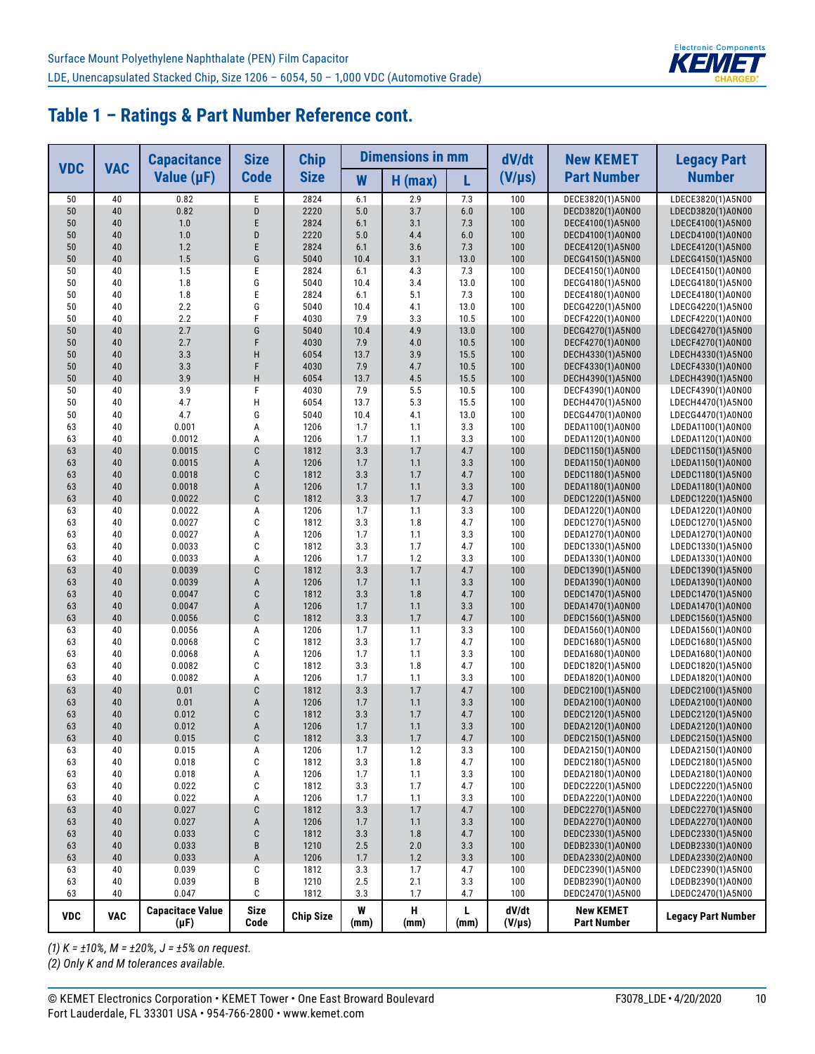## Table 1 – Ratings & Part Number Reference cont.

| VDC | VAC | Capacitance Value (µF) | Size Code | Chip Size | Dimensions in mm W | H (max) | L | dV/dt (V/µs) | New KEMET Part Number | Legacy Part Number |
|---|---|---|---|---|---|---|---|---|---|---|
| 50 | 40 | 0.82 | E | 2824 | 6.1 | 2.9 | 7.3 | 100 | DECE3820(1)A5N00 | LDECE3820(1)A5N00 |
| 50 | 40 | 0.82 | D | 2220 | 5.0 | 3.7 | 6.0 | 100 | DECD3820(1)A0N00 | LDECD3820(1)A0N00 |
| 50 | 40 | 1.0 | E | 2824 | 6.1 | 3.1 | 7.3 | 100 | DECE4100(1)A5N00 | LDECE4100(1)A5N00 |
| 50 | 40 | 1.0 | D | 2220 | 5.0 | 4.4 | 6.0 | 100 | DECD4100(1)A0N00 | LDECD4100(1)A0N00 |
| 50 | 40 | 1.2 | E | 2824 | 6.1 | 3.6 | 7.3 | 100 | DECE4120(1)A5N00 | LDECE4120(1)A5N00 |
| 50 | 40 | 1.5 | G | 5040 | 10.4 | 3.1 | 13.0 | 100 | DECG4150(1)A5N00 | LDECG4150(1)A5N00 |
| 50 | 40 | 1.5 | E | 2824 | 6.1 | 4.3 | 7.3 | 100 | DECE4150(1)A0N00 | LDECE4150(1)A0N00 |
| 50 | 40 | 1.8 | G | 5040 | 10.4 | 3.4 | 13.0 | 100 | DECG4180(1)A5N00 | LDECG4180(1)A5N00 |
| 50 | 40 | 1.8 | E | 2824 | 6.1 | 5.1 | 7.3 | 100 | DECE4180(1)A0N00 | LDECE4180(1)A0N00 |
| 50 | 40 | 2.2 | G | 5040 | 10.4 | 4.1 | 13.0 | 100 | DECG4220(1)A5N00 | LDECG4220(1)A5N00 |
| 50 | 40 | 2.2 | F | 4030 | 7.9 | 3.3 | 10.5 | 100 | DECF4220(1)A0N00 | LDECF4220(1)A0N00 |
| 50 | 40 | 2.7 | G | 5040 | 10.4 | 4.9 | 13.0 | 100 | DECG4270(1)A5N00 | LDECG4270(1)A5N00 |
| 50 | 40 | 2.7 | F | 4030 | 7.9 | 4.0 | 10.5 | 100 | DECF4270(1)A0N00 | LDECF4270(1)A0N00 |
| 50 | 40 | 3.3 | H | 6054 | 13.7 | 3.9 | 15.5 | 100 | DECH4330(1)A5N00 | LDECH4330(1)A5N00 |
| 50 | 40 | 3.3 | F | 4030 | 7.9 | 4.7 | 10.5 | 100 | DECF4330(1)A0N00 | LDECF4330(1)A0N00 |
| 50 | 40 | 3.9 | H | 6054 | 13.7 | 4.5 | 15.5 | 100 | DECH4390(1)A5N00 | LDECH4390(1)A5N00 |
| 50 | 40 | 3.9 | F | 4030 | 7.9 | 5.5 | 10.5 | 100 | DECF4390(1)A0N00 | LDECF4390(1)A0N00 |
| 50 | 40 | 4.7 | H | 6054 | 13.7 | 5.3 | 15.5 | 100 | DECH4470(1)A5N00 | LDECH4470(1)A5N00 |
| 50 | 40 | 4.7 | G | 5040 | 10.4 | 4.1 | 13.0 | 100 | DECG4470(1)A0N00 | LDECG4470(1)A0N00 |
| 63 | 40 | 0.001 | A | 1206 | 1.7 | 1.1 | 3.3 | 100 | DEDA1100(1)A0N00 | LDEDA1100(1)A0N00 |
| 63 | 40 | 0.0012 | A | 1206 | 1.7 | 1.1 | 3.3 | 100 | DEDA1120(1)A0N00 | LDEDA1120(1)A0N00 |
| 63 | 40 | 0.0015 | C | 1812 | 3.3 | 1.7 | 4.7 | 100 | DEDC1150(1)A5N00 | LDEDC1150(1)A5N00 |
| 63 | 40 | 0.0015 | A | 1206 | 1.7 | 1.1 | 3.3 | 100 | DEDA1150(1)A0N00 | LDEDA1150(1)A0N00 |
| 63 | 40 | 0.0018 | C | 1812 | 3.3 | 1.7 | 4.7 | 100 | DEDC1180(1)A5N00 | LDEDC1180(1)A5N00 |
| 63 | 40 | 0.0018 | A | 1206 | 1.7 | 1.1 | 3.3 | 100 | DEDA1180(1)A0N00 | LDEDA1180(1)A0N00 |
| 63 | 40 | 0.0022 | C | 1812 | 3.3 | 1.7 | 4.7 | 100 | DEDC1220(1)A5N00 | LDEDC1220(1)A5N00 |
| 63 | 40 | 0.0022 | A | 1206 | 1.7 | 1.1 | 3.3 | 100 | DEDA1220(1)A0N00 | LDEDA1220(1)A0N00 |
| 63 | 40 | 0.0027 | C | 1812 | 3.3 | 1.8 | 4.7 | 100 | DEDC1270(1)A5N00 | LDEDC1270(1)A5N00 |
| 63 | 40 | 0.0027 | A | 1206 | 1.7 | 1.1 | 3.3 | 100 | DEDA1270(1)A0N00 | LDEDA1270(1)A0N00 |
| 63 | 40 | 0.0033 | C | 1812 | 3.3 | 1.7 | 4.7 | 100 | DEDC1330(1)A5N00 | LDEDC1330(1)A5N00 |
| 63 | 40 | 0.0033 | A | 1206 | 1.7 | 1.2 | 3.3 | 100 | DEDA1330(1)A0N00 | LDEDA1330(1)A0N00 |
| 63 | 40 | 0.0039 | C | 1812 | 3.3 | 1.7 | 4.7 | 100 | DEDC1390(1)A5N00 | LDEDC1390(1)A5N00 |
| 63 | 40 | 0.0039 | A | 1206 | 1.7 | 1.1 | 3.3 | 100 | DEDA1390(1)A0N00 | LDEDA1390(1)A0N00 |
| 63 | 40 | 0.0047 | C | 1812 | 3.3 | 1.8 | 4.7 | 100 | DEDC1470(1)A5N00 | LDEDC1470(1)A5N00 |
| 63 | 40 | 0.0047 | A | 1206 | 1.7 | 1.1 | 3.3 | 100 | DEDA1470(1)A0N00 | LDEDA1470(1)A0N00 |
| 63 | 40 | 0.0056 | C | 1812 | 3.3 | 1.7 | 4.7 | 100 | DEDC1560(1)A5N00 | LDEDC1560(1)A5N00 |
| 63 | 40 | 0.0056 | A | 1206 | 1.7 | 1.1 | 3.3 | 100 | DEDA1560(1)A0N00 | LDEDA1560(1)A0N00 |
| 63 | 40 | 0.0068 | C | 1812 | 3.3 | 1.7 | 4.7 | 100 | DEDC1680(1)A5N00 | LDEDC1680(1)A5N00 |
| 63 | 40 | 0.0068 | A | 1206 | 1.7 | 1.1 | 3.3 | 100 | DEDA1680(1)A0N00 | LDEDA1680(1)A0N00 |
| 63 | 40 | 0.0082 | C | 1812 | 3.3 | 1.8 | 4.7 | 100 | DEDC1820(1)A5N00 | LDEDC1820(1)A5N00 |
| 63 | 40 | 0.0082 | A | 1206 | 1.7 | 1.1 | 3.3 | 100 | DEDA1820(1)A0N00 | LDEDA1820(1)A0N00 |
| 63 | 40 | 0.01 | C | 1812 | 3.3 | 1.7 | 4.7 | 100 | DEDC2100(1)A5N00 | LDEDC2100(1)A5N00 |
| 63 | 40 | 0.01 | A | 1206 | 1.7 | 1.1 | 3.3 | 100 | DEDA2100(1)A0N00 | LDEDA2100(1)A0N00 |
| 63 | 40 | 0.012 | C | 1812 | 3.3 | 1.7 | 4.7 | 100 | DEDC2120(1)A5N00 | LDEDC2120(1)A5N00 |
| 63 | 40 | 0.012 | A | 1206 | 1.7 | 1.1 | 3.3 | 100 | DEDA2120(1)A0N00 | LDEDA2120(1)A0N00 |
| 63 | 40 | 0.015 | C | 1812 | 3.3 | 1.7 | 4.7 | 100 | DEDC2150(1)A5N00 | LDEDC2150(1)A5N00 |
| 63 | 40 | 0.015 | A | 1206 | 1.7 | 1.2 | 3.3 | 100 | DEDA2150(1)A0N00 | LDEDA2150(1)A0N00 |
| 63 | 40 | 0.018 | C | 1812 | 3.3 | 1.8 | 4.7 | 100 | DEDC2180(1)A5N00 | LDEDC2180(1)A5N00 |
| 63 | 40 | 0.018 | A | 1206 | 1.7 | 1.1 | 3.3 | 100 | DEDA2180(1)A0N00 | LDEDA2180(1)A0N00 |
| 63 | 40 | 0.022 | C | 1812 | 3.3 | 1.7 | 4.7 | 100 | DEDC2220(1)A5N00 | LDEDC2220(1)A5N00 |
| 63 | 40 | 0.022 | A | 1206 | 1.7 | 1.1 | 3.3 | 100 | DEDA2220(1)A0N00 | LDEDA2220(1)A0N00 |
| 63 | 40 | 0.027 | C | 1812 | 3.3 | 1.7 | 4.7 | 100 | DEDC2270(1)A5N00 | LDEDC2270(1)A5N00 |
| 63 | 40 | 0.027 | A | 1206 | 1.7 | 1.1 | 3.3 | 100 | DEDA2270(1)A0N00 | LDEDA2270(1)A0N00 |
| 63 | 40 | 0.033 | C | 1812 | 3.3 | 1.8 | 4.7 | 100 | DEDC2330(1)A5N00 | LDEDC2330(1)A5N00 |
| 63 | 40 | 0.033 | B | 1210 | 2.5 | 2.0 | 3.3 | 100 | DEDB2330(1)A0N00 | LDEDB2330(1)A0N00 |
| 63 | 40 | 0.033 | A | 1206 | 1.7 | 1.2 | 3.3 | 100 | DEDA2330(2)A0N00 | LDEDA2330(2)A0N00 |
| 63 | 40 | 0.039 | C | 1812 | 3.3 | 1.7 | 4.7 | 100 | DEDC2390(1)A5N00 | LDEDC2390(1)A5N00 |
| 63 | 40 | 0.039 | B | 1210 | 2.5 | 2.1 | 3.3 | 100 | DEDB2390(1)A0N00 | LDEDB2390(1)A0N00 |
| 63 | 40 | 0.047 | C | 1812 | 3.3 | 1.7 | 4.7 | 100 | DEDC2470(1)A5N00 | LDEDC2470(1)A5N00 |
| VDC | VAC | Capacitace Value (µF) | Size Code | Chip Size | W (mm) | H (mm) | L (mm) | dV/dt (V/µs) | New KEMET Part Number | Legacy Part Number |

*(1) K = ±10%, M = ±20%, J = ±5% on request.*
*(2) Only K and M tolerances available.*

© KEMET Electronics Corporation • KEMET Tower • One East Broward Boulevard
Fort Lauderdale, FL 33301 USA • 954-766-2800 • www.kemet.com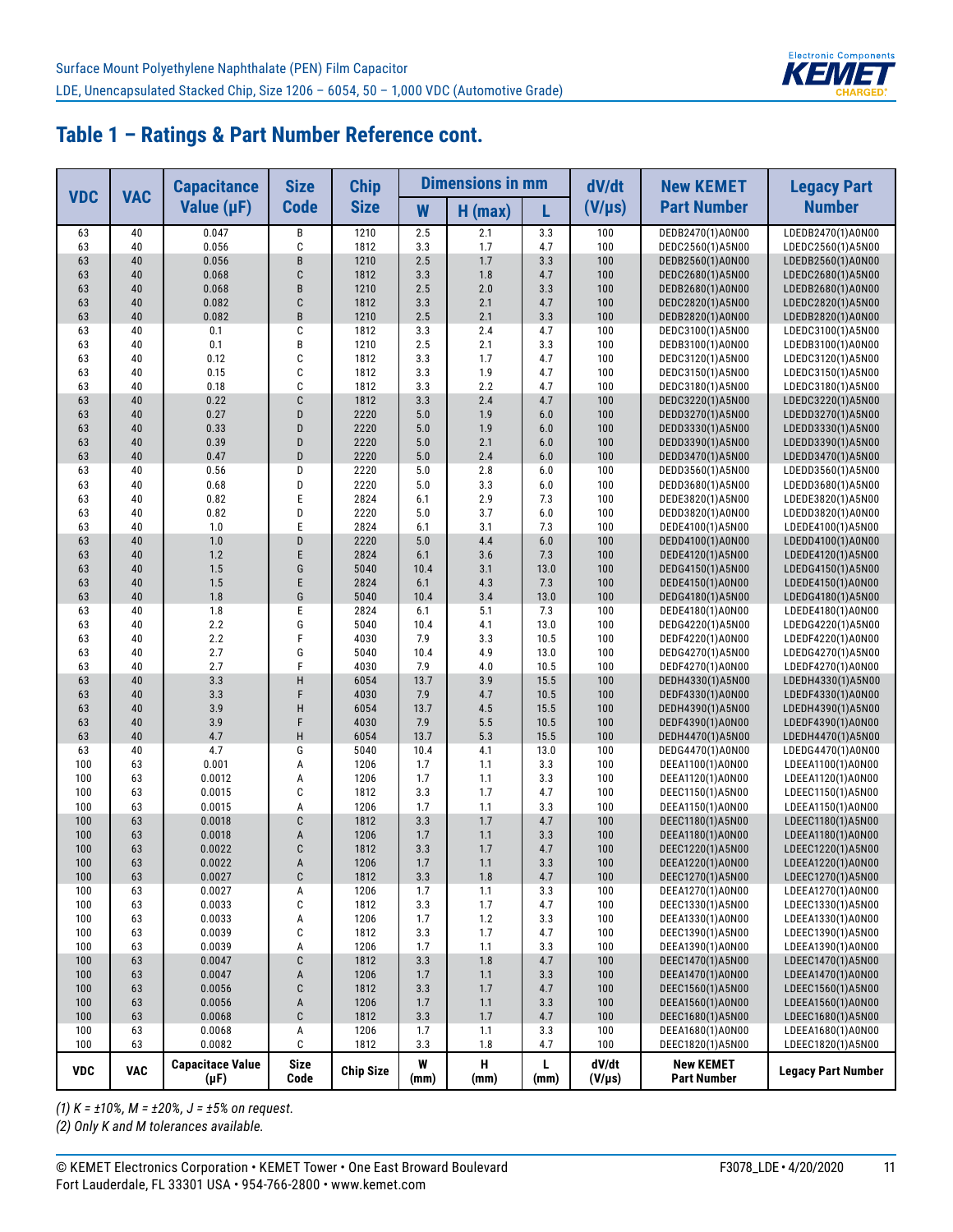## Table 1 – Ratings & Part Number Reference cont.

| VDC | VAC | Capacitance Value (µF) | Size Code | Chip Size | Dimensions in mm W | H (max) | L | dV/dt (V/µs) | New KEMET Part Number | Legacy Part Number |
|---|---|---|---|---|---|---|---|---|---|---|
| 63 | 40 | 0.047 | B | 1210 | 2.5 | 2.1 | 3.3 | 100 | DEDB2470(1)A0N00 | LDEDB2470(1)A0N00 |
| 63 | 40 | 0.056 | C | 1812 | 3.3 | 1.7 | 4.7 | 100 | DEDC2560(1)A5N00 | LDEDC2560(1)A5N00 |
| 63 | 40 | 0.056 | B | 1210 | 2.5 | 1.7 | 3.3 | 100 | DEDB2560(1)A0N00 | LDEDB2560(1)A0N00 |
| 63 | 40 | 0.068 | C | 1812 | 3.3 | 1.8 | 4.7 | 100 | DEDC2680(1)A5N00 | LDEDC2680(1)A5N00 |
| 63 | 40 | 0.068 | B | 1210 | 2.5 | 2.0 | 3.3 | 100 | DEDB2680(1)A0N00 | LDEDB2680(1)A0N00 |
| 63 | 40 | 0.082 | C | 1812 | 3.3 | 2.1 | 4.7 | 100 | DEDC2820(1)A5N00 | LDEDC2820(1)A5N00 |
| 63 | 40 | 0.082 | B | 1210 | 2.5 | 2.1 | 3.3 | 100 | DEDB2820(1)A0N00 | LDEDB2820(1)A0N00 |
| 63 | 40 | 0.1 | C | 1812 | 3.3 | 2.4 | 4.7 | 100 | DEDC3100(1)A5N00 | LDEDC3100(1)A5N00 |
| 63 | 40 | 0.1 | B | 1210 | 2.5 | 2.1 | 3.3 | 100 | DEDB3100(1)A0N00 | LDEDB3100(1)A0N00 |
| 63 | 40 | 0.12 | C | 1812 | 3.3 | 1.7 | 4.7 | 100 | DEDC3120(1)A5N00 | LDEDC3120(1)A5N00 |
| 63 | 40 | 0.15 | C | 1812 | 3.3 | 1.9 | 4.7 | 100 | DEDC3150(1)A5N00 | LDEDC3150(1)A5N00 |
| 63 | 40 | 0.18 | C | 1812 | 3.3 | 2.2 | 4.7 | 100 | DEDC3180(1)A5N00 | LDEDC3180(1)A5N00 |
| 63 | 40 | 0.22 | C | 1812 | 3.3 | 2.4 | 4.7 | 100 | DEDC3220(1)A5N00 | LDEDC3220(1)A5N00 |
| 63 | 40 | 0.27 | D | 2220 | 5.0 | 1.9 | 6.0 | 100 | DEDD3270(1)A5N00 | LDEDD3270(1)A5N00 |
| 63 | 40 | 0.33 | D | 2220 | 5.0 | 1.9 | 6.0 | 100 | DEDD3330(1)A5N00 | LDEDD3330(1)A5N00 |
| 63 | 40 | 0.39 | D | 2220 | 5.0 | 2.1 | 6.0 | 100 | DEDD3390(1)A5N00 | LDEDD3390(1)A5N00 |
| 63 | 40 | 0.47 | D | 2220 | 5.0 | 2.4 | 6.0 | 100 | DEDD3470(1)A5N00 | LDEDD3470(1)A5N00 |
| 63 | 40 | 0.56 | D | 2220 | 5.0 | 2.8 | 6.0 | 100 | DEDD3560(1)A5N00 | LDEDD3560(1)A5N00 |
| 63 | 40 | 0.68 | D | 2220 | 5.0 | 3.3 | 6.0 | 100 | DEDD3680(1)A5N00 | LDEDD3680(1)A5N00 |
| 63 | 40 | 0.82 | E | 2824 | 6.1 | 2.9 | 7.3 | 100 | DEDE3820(1)A5N00 | LDEDE3820(1)A5N00 |
| 63 | 40 | 0.82 | D | 2220 | 5.0 | 3.7 | 6.0 | 100 | DEDD3820(1)A0N00 | LDEDD3820(1)A0N00 |
| 63 | 40 | 1.0 | E | 2824 | 6.1 | 3.1 | 7.3 | 100 | DEDE4100(1)A5N00 | LDEDE4100(1)A5N00 |
| 63 | 40 | 1.0 | D | 2220 | 5.0 | 4.4 | 6.0 | 100 | DEDD4100(1)A0N00 | LDEDD4100(1)A0N00 |
| 63 | 40 | 1.2 | E | 2824 | 6.1 | 3.6 | 7.3 | 100 | DEDE4120(1)A5N00 | LDEDE4120(1)A5N00 |
| 63 | 40 | 1.5 | G | 5040 | 10.4 | 3.1 | 13.0 | 100 | DEDG4150(1)A5N00 | LDEDG4150(1)A5N00 |
| 63 | 40 | 1.5 | E | 2824 | 6.1 | 4.3 | 7.3 | 100 | DEDE4150(1)A0N00 | LDEDE4150(1)A0N00 |
| 63 | 40 | 1.8 | G | 5040 | 10.4 | 3.4 | 13.0 | 100 | DEDG4180(1)A5N00 | LDEDG4180(1)A5N00 |
| 63 | 40 | 1.8 | E | 2824 | 6.1 | 5.1 | 7.3 | 100 | DEDE4180(1)A0N00 | LDEDE4180(1)A0N00 |
| 63 | 40 | 2.2 | G | 5040 | 10.4 | 4.1 | 13.0 | 100 | DEDG4220(1)A5N00 | LDEDG4220(1)A5N00 |
| 63 | 40 | 2.2 | F | 4030 | 7.9 | 3.3 | 10.5 | 100 | DEDF4220(1)A0N00 | LDEDF4220(1)A0N00 |
| 63 | 40 | 2.7 | G | 5040 | 10.4 | 4.9 | 13.0 | 100 | DEDG4270(1)A5N00 | LDEDG4270(1)A5N00 |
| 63 | 40 | 2.7 | F | 4030 | 7.9 | 4.0 | 10.5 | 100 | DEDF4270(1)A0N00 | LDEDF4270(1)A0N00 |
| 63 | 40 | 3.3 | H | 6054 | 13.7 | 3.9 | 15.5 | 100 | DEDH4330(1)A5N00 | LDEDH4330(1)A5N00 |
| 63 | 40 | 3.3 | F | 4030 | 7.9 | 4.7 | 10.5 | 100 | DEDF4330(1)A0N00 | LDEDF4330(1)A0N00 |
| 63 | 40 | 3.9 | H | 6054 | 13.7 | 4.5 | 15.5 | 100 | DEDH4390(1)A5N00 | LDEDH4390(1)A5N00 |
| 63 | 40 | 3.9 | F | 4030 | 7.9 | 5.5 | 10.5 | 100 | DEDF4390(1)A0N00 | LDEDF4390(1)A0N00 |
| 63 | 40 | 4.7 | H | 6054 | 13.7 | 5.3 | 15.5 | 100 | DEDH4470(1)A5N00 | LDEDH4470(1)A5N00 |
| 63 | 40 | 4.7 | G | 5040 | 10.4 | 4.1 | 13.0 | 100 | DEDG4470(1)A0N00 | LDEDG4470(1)A0N00 |
| 100 | 63 | 0.001 | A | 1206 | 1.7 | 1.1 | 3.3 | 100 | DEEA1100(1)A0N00 | LDEEA1100(1)A0N00 |
| 100 | 63 | 0.0012 | A | 1206 | 1.7 | 1.1 | 3.3 | 100 | DEEA1120(1)A0N00 | LDEEA1120(1)A0N00 |
| 100 | 63 | 0.0015 | C | 1812 | 3.3 | 1.7 | 4.7 | 100 | DEEC1150(1)A5N00 | LDEEC1150(1)A5N00 |
| 100 | 63 | 0.0015 | A | 1206 | 1.7 | 1.1 | 3.3 | 100 | DEEA1150(1)A0N00 | LDEEA1150(1)A0N00 |
| 100 | 63 | 0.0018 | C | 1812 | 3.3 | 1.7 | 4.7 | 100 | DEEC1180(1)A5N00 | LDEEC1180(1)A5N00 |
| 100 | 63 | 0.0018 | A | 1206 | 1.7 | 1.1 | 3.3 | 100 | DEEA1180(1)A0N00 | LDEEA1180(1)A0N00 |
| 100 | 63 | 0.0022 | C | 1812 | 3.3 | 1.7 | 4.7 | 100 | DEEC1220(1)A5N00 | LDEEC1220(1)A5N00 |
| 100 | 63 | 0.0022 | A | 1206 | 1.7 | 1.1 | 3.3 | 100 | DEEA1220(1)A0N00 | LDEEA1220(1)A0N00 |
| 100 | 63 | 0.0027 | C | 1812 | 3.3 | 1.8 | 4.7 | 100 | DEEC1270(1)A5N00 | LDEEC1270(1)A5N00 |
| 100 | 63 | 0.0027 | A | 1206 | 1.7 | 1.1 | 3.3 | 100 | DEEA1270(1)A0N00 | LDEEA1270(1)A0N00 |
| 100 | 63 | 0.0033 | C | 1812 | 3.3 | 1.7 | 4.7 | 100 | DEEC1330(1)A5N00 | LDEEC1330(1)A5N00 |
| 100 | 63 | 0.0033 | A | 1206 | 1.7 | 1.2 | 3.3 | 100 | DEEA1330(1)A0N00 | LDEEA1330(1)A0N00 |
| 100 | 63 | 0.0039 | C | 1812 | 3.3 | 1.7 | 4.7 | 100 | DEEC1390(1)A5N00 | LDEEC1390(1)A5N00 |
| 100 | 63 | 0.0039 | A | 1206 | 1.7 | 1.1 | 3.3 | 100 | DEEA1390(1)A0N00 | LDEEA1390(1)A0N00 |
| 100 | 63 | 0.0047 | C | 1812 | 3.3 | 1.8 | 4.7 | 100 | DEEC1470(1)A5N00 | LDEEC1470(1)A5N00 |
| 100 | 63 | 0.0047 | A | 1206 | 1.7 | 1.1 | 3.3 | 100 | DEEA1470(1)A0N00 | LDEEA1470(1)A0N00 |
| 100 | 63 | 0.0056 | C | 1812 | 3.3 | 1.7 | 4.7 | 100 | DEEC1560(1)A5N00 | LDEEC1560(1)A5N00 |
| 100 | 63 | 0.0056 | A | 1206 | 1.7 | 1.1 | 3.3 | 100 | DEEA1560(1)A0N00 | LDEEA1560(1)A0N00 |
| 100 | 63 | 0.0068 | C | 1812 | 3.3 | 1.7 | 4.7 | 100 | DEEC1680(1)A5N00 | LDEEC1680(1)A5N00 |
| 100 | 63 | 0.0068 | A | 1206 | 1.7 | 1.1 | 3.3 | 100 | DEEA1680(1)A0N00 | LDEEA1680(1)A0N00 |
| 100 | 63 | 0.0082 | C | 1812 | 3.3 | 1.8 | 4.7 | 100 | DEEC1820(1)A5N00 | LDEEC1820(1)A5N00 |
| VDC | VAC | Capacitace Value (µF) | Size Code | Chip Size | W (mm) | H (mm) | L (mm) | dV/dt (V/µs) | New KEMET Part Number | Legacy Part Number |

*(1) K = ±10%, M = ±20%, J = ±5% on request.*
*(2) Only K and M tolerances available.*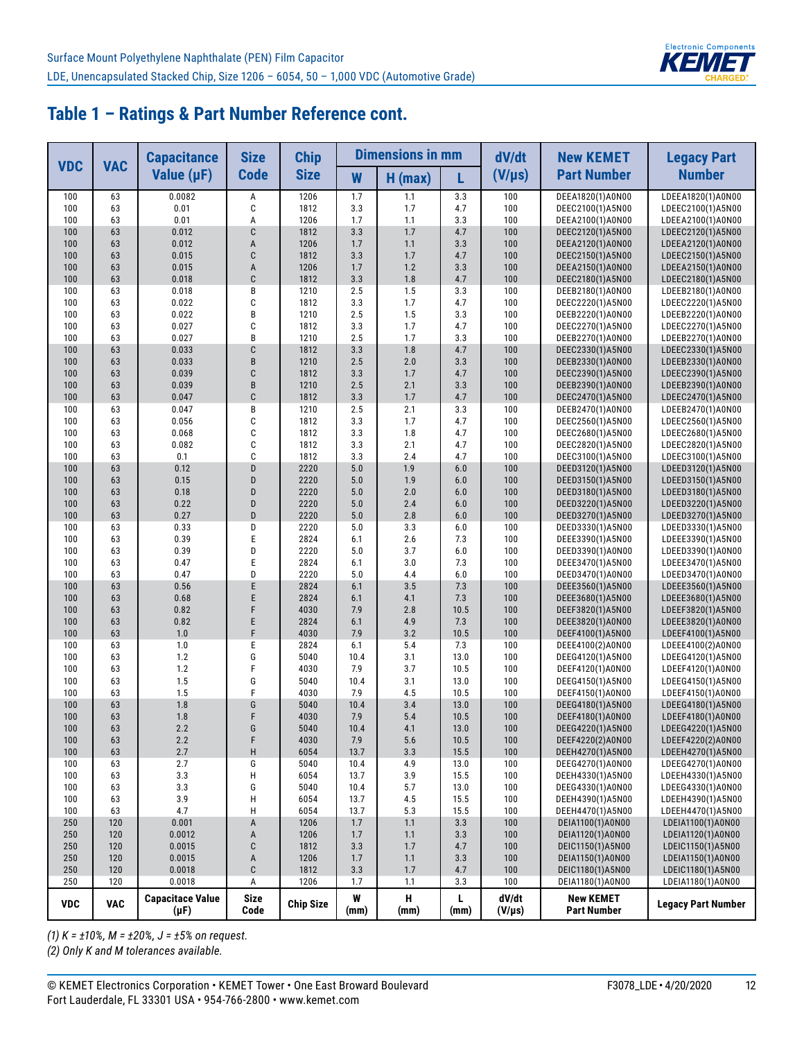## Table 1 – Ratings & Part Number Reference cont.

| VDC | VAC | Capacitance Value (µF) | Size Code | Chip Size | Dimensions in mm W | H (max) | L | dV/dt (V/µs) | New KEMET Part Number | Legacy Part Number |
|---|---|---|---|---|---|---|---|---|---|---|
| 100 | 63 | 0.0082 | A | 1206 | 1.7 | 1.1 | 3.3 | 100 | DEEA1820(1)A0N00 | LDEEA1820(1)A0N00 |
| 100 | 63 | 0.01 | C | 1812 | 3.3 | 1.7 | 4.7 | 100 | DEEC2100(1)A5N00 | LDEEC2100(1)A5N00 |
| 100 | 63 | 0.01 | A | 1206 | 1.7 | 1.1 | 3.3 | 100 | DEEA2100(1)A0N00 | LDEEA2100(1)A0N00 |
| 100 | 63 | 0.012 | C | 1812 | 3.3 | 1.7 | 4.7 | 100 | DEEC2120(1)A5N00 | LDEEC2120(1)A5N00 |
| 100 | 63 | 0.012 | A | 1206 | 1.7 | 1.1 | 3.3 | 100 | DEEA2120(1)A0N00 | LDEEA2120(1)A0N00 |
| 100 | 63 | 0.015 | C | 1812 | 3.3 | 1.7 | 4.7 | 100 | DEEC2150(1)A5N00 | LDEEC2150(1)A5N00 |
| 100 | 63 | 0.015 | A | 1206 | 1.7 | 1.2 | 3.3 | 100 | DEEA2150(1)A0N00 | LDEEA2150(1)A0N00 |
| 100 | 63 | 0.018 | C | 1812 | 3.3 | 1.8 | 4.7 | 100 | DEEC2180(1)A5N00 | LDEEC2180(1)A5N00 |
| 100 | 63 | 0.018 | B | 1210 | 2.5 | 1.5 | 3.3 | 100 | DEEB2180(1)A0N00 | LDEEB2180(1)A0N00 |
| 100 | 63 | 0.022 | C | 1812 | 3.3 | 1.7 | 4.7 | 100 | DEEC2220(1)A5N00 | LDEEC2220(1)A5N00 |
| 100 | 63 | 0.022 | B | 1210 | 2.5 | 1.5 | 3.3 | 100 | DEEB2220(1)A0N00 | LDEEB2220(1)A0N00 |
| 100 | 63 | 0.027 | C | 1812 | 3.3 | 1.7 | 4.7 | 100 | DEEC2270(1)A5N00 | LDEEC2270(1)A5N00 |
| 100 | 63 | 0.027 | B | 1210 | 2.5 | 1.7 | 3.3 | 100 | DEEB2270(1)A0N00 | LDEEB2270(1)A0N00 |
| 100 | 63 | 0.033 | C | 1812 | 3.3 | 1.8 | 4.7 | 100 | DEEC2330(1)A5N00 | LDEEC2330(1)A5N00 |
| 100 | 63 | 0.033 | B | 1210 | 2.5 | 2.0 | 3.3 | 100 | DEEB2330(1)A0N00 | LDEEB2330(1)A0N00 |
| 100 | 63 | 0.039 | C | 1812 | 3.3 | 1.7 | 4.7 | 100 | DEEC2390(1)A5N00 | LDEEC2390(1)A5N00 |
| 100 | 63 | 0.039 | B | 1210 | 2.5 | 2.1 | 3.3 | 100 | DEEB2390(1)A0N00 | LDEEB2390(1)A0N00 |
| 100 | 63 | 0.047 | C | 1812 | 3.3 | 1.7 | 4.7 | 100 | DEEC2470(1)A5N00 | LDEEC2470(1)A5N00 |
| 100 | 63 | 0.047 | B | 1210 | 2.5 | 2.1 | 3.3 | 100 | DEEB2470(1)A0N00 | LDEEB2470(1)A0N00 |
| 100 | 63 | 0.056 | C | 1812 | 3.3 | 1.7 | 4.7 | 100 | DEEC2560(1)A5N00 | LDEEC2560(1)A5N00 |
| 100 | 63 | 0.068 | C | 1812 | 3.3 | 1.8 | 4.7 | 100 | DEEC2680(1)A5N00 | LDEEC2680(1)A5N00 |
| 100 | 63 | 0.082 | C | 1812 | 3.3 | 2.1 | 4.7 | 100 | DEEC2820(1)A5N00 | LDEEC2820(1)A5N00 |
| 100 | 63 | 0.1 | C | 1812 | 3.3 | 2.4 | 4.7 | 100 | DEEC3100(1)A5N00 | LDEEC3100(1)A5N00 |
| 100 | 63 | 0.12 | D | 2220 | 5.0 | 1.9 | 6.0 | 100 | DEED3120(1)A5N00 | LDEED3120(1)A5N00 |
| 100 | 63 | 0.15 | D | 2220 | 5.0 | 1.9 | 6.0 | 100 | DEED3150(1)A5N00 | LDEED3150(1)A5N00 |
| 100 | 63 | 0.18 | D | 2220 | 5.0 | 2.0 | 6.0 | 100 | DEED3180(1)A5N00 | LDEED3180(1)A5N00 |
| 100 | 63 | 0.22 | D | 2220 | 5.0 | 2.4 | 6.0 | 100 | DEED3220(1)A5N00 | LDEED3220(1)A5N00 |
| 100 | 63 | 0.27 | D | 2220 | 5.0 | 2.8 | 6.0 | 100 | DEED3270(1)A5N00 | LDEED3270(1)A5N00 |
| 100 | 63 | 0.33 | D | 2220 | 5.0 | 3.3 | 6.0 | 100 | DEED3330(1)A5N00 | LDEED3330(1)A5N00 |
| 100 | 63 | 0.39 | E | 2824 | 6.1 | 2.6 | 7.3 | 100 | DEEE3390(1)A5N00 | LDEEE3390(1)A5N00 |
| 100 | 63 | 0.39 | D | 2220 | 5.0 | 3.7 | 6.0 | 100 | DEED3390(1)A0N00 | LDEED3390(1)A0N00 |
| 100 | 63 | 0.47 | E | 2824 | 6.1 | 3.0 | 7.3 | 100 | DEEE3470(1)A5N00 | LDEEE3470(1)A5N00 |
| 100 | 63 | 0.47 | D | 2220 | 5.0 | 4.4 | 6.0 | 100 | DEED3470(1)A0N00 | LDEED3470(1)A0N00 |
| 100 | 63 | 0.56 | E | 2824 | 6.1 | 3.5 | 7.3 | 100 | DEEE3560(1)A5N00 | LDEEE3560(1)A5N00 |
| 100 | 63 | 0.68 | E | 2824 | 6.1 | 4.1 | 7.3 | 100 | DEEE3680(1)A5N00 | LDEEE3680(1)A5N00 |
| 100 | 63 | 0.82 | F | 4030 | 7.9 | 2.8 | 10.5 | 100 | DEEF3820(1)A5N00 | LDEEF3820(1)A5N00 |
| 100 | 63 | 0.82 | E | 2824 | 6.1 | 4.9 | 7.3 | 100 | DEEE3820(1)A0N00 | LDEEE3820(1)A0N00 |
| 100 | 63 | 1.0 | F | 4030 | 7.9 | 3.2 | 10.5 | 100 | DEEF4100(1)A5N00 | LDEEF4100(1)A5N00 |
| 100 | 63 | 1.0 | E | 2824 | 6.1 | 5.4 | 7.3 | 100 | DEEE4100(2)A0N00 | LDEEE4100(2)A0N00 |
| 100 | 63 | 1.2 | G | 5040 | 10.4 | 3.1 | 13.0 | 100 | DEEG4120(1)A5N00 | LDEEG4120(1)A5N00 |
| 100 | 63 | 1.2 | F | 4030 | 7.9 | 3.7 | 10.5 | 100 | DEEF4120(1)A0N00 | LDEEF4120(1)A0N00 |
| 100 | 63 | 1.5 | G | 5040 | 10.4 | 3.1 | 13.0 | 100 | DEEG4150(1)A5N00 | LDEEG4150(1)A5N00 |
| 100 | 63 | 1.5 | F | 4030 | 7.9 | 4.5 | 10.5 | 100 | DEEF4150(1)A0N00 | LDEEF4150(1)A0N00 |
| 100 | 63 | 1.8 | G | 5040 | 10.4 | 3.4 | 13.0 | 100 | DEEG4180(1)A5N00 | LDEEG4180(1)A5N00 |
| 100 | 63 | 1.8 | F | 4030 | 7.9 | 5.4 | 10.5 | 100 | DEEF4180(1)A0N00 | LDEEF4180(1)A0N00 |
| 100 | 63 | 2.2 | G | 5040 | 10.4 | 4.1 | 13.0 | 100 | DEEG4220(1)A5N00 | LDEEG4220(1)A5N00 |
| 100 | 63 | 2.2 | F | 4030 | 7.9 | 5.6 | 10.5 | 100 | DEEF4220(2)A0N00 | LDEEF4220(2)A0N00 |
| 100 | 63 | 2.7 | H | 6054 | 13.7 | 3.3 | 15.5 | 100 | DEEH4270(1)A5N00 | LDEEH4270(1)A5N00 |
| 100 | 63 | 2.7 | G | 5040 | 10.4 | 4.9 | 13.0 | 100 | DEEG4270(1)A0N00 | LDEEG4270(1)A0N00 |
| 100 | 63 | 3.3 | H | 6054 | 13.7 | 3.9 | 15.5 | 100 | DEEH4330(1)A5N00 | LDEEH4330(1)A5N00 |
| 100 | 63 | 3.3 | G | 5040 | 10.4 | 5.7 | 13.0 | 100 | DEEG4330(1)A0N00 | LDEEG4330(1)A0N00 |
| 100 | 63 | 3.9 | H | 6054 | 13.7 | 4.5 | 15.5 | 100 | DEEH4390(1)A5N00 | LDEEH4390(1)A5N00 |
| 100 | 63 | 4.7 | H | 6054 | 13.7 | 5.3 | 15.5 | 100 | DEEH4470(1)A5N00 | LDEEH4470(1)A5N00 |
| 250 | 120 | 0.001 | A | 1206 | 1.7 | 1.1 | 3.3 | 100 | DEIA1100(1)A0N00 | LDEIA1100(1)A0N00 |
| 250 | 120 | 0.0012 | A | 1206 | 1.7 | 1.1 | 3.3 | 100 | DEIA1120(1)A0N00 | LDEIA1120(1)A0N00 |
| 250 | 120 | 0.0015 | C | 1812 | 3.3 | 1.7 | 4.7 | 100 | DEIC1150(1)A5N00 | LDEIC1150(1)A5N00 |
| 250 | 120 | 0.0015 | A | 1206 | 1.7 | 1.1 | 3.3 | 100 | DEIA1150(1)A0N00 | LDEIA1150(1)A0N00 |
| 250 | 120 | 0.0018 | C | 1812 | 3.3 | 1.7 | 4.7 | 100 | DEIC1180(1)A5N00 | LDEIC1180(1)A5N00 |
| 250 | 120 | 0.0018 | A | 1206 | 1.7 | 1.1 | 3.3 | 100 | DEIA1180(1)A0N00 | LDEIA1180(1)A0N00 |
| VDC | VAC | Capacitace Value (µF) | Size Code | Chip Size | W (mm) | H (mm) | L (mm) | dV/dt (V/µs) | New KEMET Part Number | Legacy Part Number |

*(1) K = ±10%, M = ±20%, J = ±5% on request.*
*(2) Only K and M tolerances available.*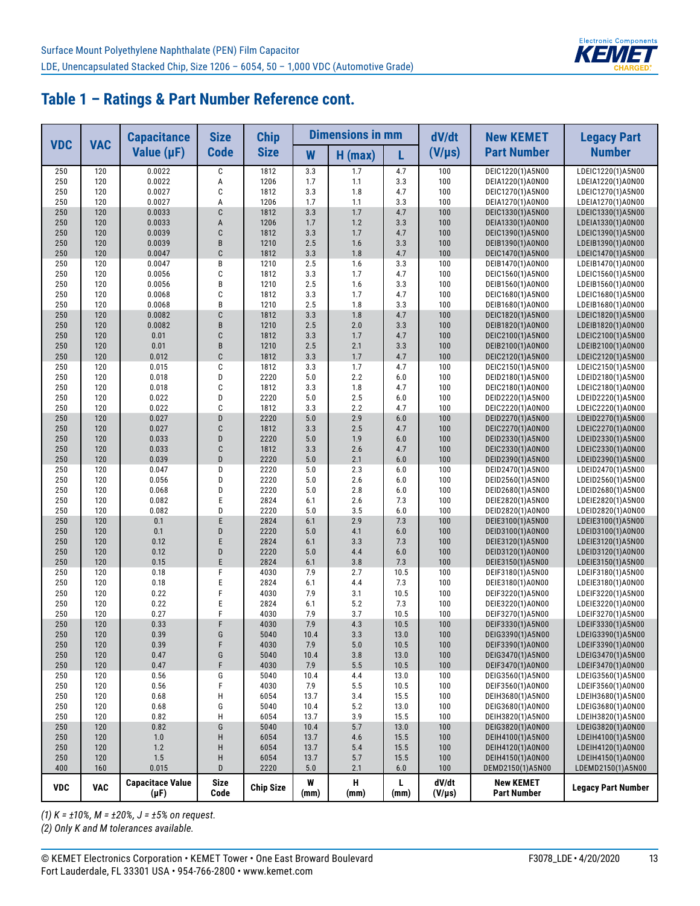## Table 1 – Ratings & Part Number Reference cont.

| VDC | VAC | Capacitance Value (µF) | Size Code | Chip Size | Dimensions in mm W | H (max) | L | dV/dt (V/µs) | New KEMET Part Number | Legacy Part Number |
|---|---|---|---|---|---|---|---|---|---|---|
| 250 | 120 | 0.0022 | C | 1812 | 3.3 | 1.7 | 4.7 | 100 | DEIC1220(1)A5N00 | LDEIC1220(1)A5N00 |
| 250 | 120 | 0.0022 | A | 1206 | 1.7 | 1.1 | 3.3 | 100 | DEIA1220(1)A0N00 | LDEIA1220(1)A0N00 |
| 250 | 120 | 0.0027 | C | 1812 | 3.3 | 1.8 | 4.7 | 100 | DEIC1270(1)A5N00 | LDEIC1270(1)A5N00 |
| 250 | 120 | 0.0027 | A | 1206 | 1.7 | 1.1 | 3.3 | 100 | DEIA1270(1)A0N00 | LDEIA1270(1)A0N00 |
| 250 | 120 | 0.0033 | C | 1812 | 3.3 | 1.7 | 4.7 | 100 | DEIC1330(1)A5N00 | LDEIC1330(1)A5N00 |
| 250 | 120 | 0.0033 | A | 1206 | 1.7 | 1.2 | 3.3 | 100 | DEIA1330(1)A0N00 | LDEIA1330(1)A0N00 |
| 250 | 120 | 0.0039 | C | 1812 | 3.3 | 1.7 | 4.7 | 100 | DEIC1390(1)A5N00 | LDEIC1390(1)A5N00 |
| 250 | 120 | 0.0039 | B | 1210 | 2.5 | 1.6 | 3.3 | 100 | DEIB1390(1)A0N00 | LDEIB1390(1)A0N00 |
| 250 | 120 | 0.0047 | C | 1812 | 3.3 | 1.8 | 4.7 | 100 | DEIC1470(1)A5N00 | LDEIC1470(1)A5N00 |
| 250 | 120 | 0.0047 | B | 1210 | 2.5 | 1.6 | 3.3 | 100 | DEIB1470(1)A0N00 | LDEIB1470(1)A0N00 |
| 250 | 120 | 0.0056 | C | 1812 | 3.3 | 1.7 | 4.7 | 100 | DEIC1560(1)A5N00 | LDEIC1560(1)A5N00 |
| 250 | 120 | 0.0056 | B | 1210 | 2.5 | 1.6 | 3.3 | 100 | DEIB1560(1)A0N00 | LDEIB1560(1)A0N00 |
| 250 | 120 | 0.0068 | C | 1812 | 3.3 | 1.7 | 4.7 | 100 | DEIC1680(1)A5N00 | LDEIC1680(1)A5N00 |
| 250 | 120 | 0.0068 | B | 1210 | 2.5 | 1.8 | 3.3 | 100 | DEIB1680(1)A0N00 | LDEIB1680(1)A0N00 |
| 250 | 120 | 0.0082 | C | 1812 | 3.3 | 1.8 | 4.7 | 100 | DEIC1820(1)A5N00 | LDEIC1820(1)A5N00 |
| 250 | 120 | 0.0082 | B | 1210 | 2.5 | 2.0 | 3.3 | 100 | DEIB1820(1)A0N00 | LDEIB1820(1)A0N00 |
| 250 | 120 | 0.01 | C | 1812 | 3.3 | 1.7 | 4.7 | 100 | DEIC2100(1)A5N00 | LDEIC2100(1)A5N00 |
| 250 | 120 | 0.01 | B | 1210 | 2.5 | 2.1 | 3.3 | 100 | DEIB2100(1)A0N00 | LDEIB2100(1)A0N00 |
| 250 | 120 | 0.012 | C | 1812 | 3.3 | 1.7 | 4.7 | 100 | DEIC2120(1)A5N00 | LDEIC2120(1)A5N00 |
| 250 | 120 | 0.015 | C | 1812 | 3.3 | 1.7 | 4.7 | 100 | DEIC2150(1)A5N00 | LDEIC2150(1)A5N00 |
| 250 | 120 | 0.018 | D | 2220 | 5.0 | 2.2 | 6.0 | 100 | DEID2180(1)A5N00 | LDEID2180(1)A5N00 |
| 250 | 120 | 0.018 | C | 1812 | 3.3 | 1.8 | 4.7 | 100 | DEIC2180(1)A0N00 | LDEIC2180(1)A0N00 |
| 250 | 120 | 0.022 | D | 2220 | 5.0 | 2.5 | 6.0 | 100 | DEID2220(1)A5N00 | LDEID2220(1)A5N00 |
| 250 | 120 | 0.022 | C | 1812 | 3.3 | 2.2 | 4.7 | 100 | DEIC2220(1)A0N00 | LDEIC2220(1)A0N00 |
| 250 | 120 | 0.027 | D | 2220 | 5.0 | 2.9 | 6.0 | 100 | DEID2270(1)A5N00 | LDEID2270(1)A5N00 |
| 250 | 120 | 0.027 | C | 1812 | 3.3 | 2.5 | 4.7 | 100 | DEIC2270(1)A0N00 | LDEIC2270(1)A0N00 |
| 250 | 120 | 0.033 | D | 2220 | 5.0 | 1.9 | 6.0 | 100 | DEID2330(1)A5N00 | LDEID2330(1)A5N00 |
| 250 | 120 | 0.033 | C | 1812 | 3.3 | 2.6 | 4.7 | 100 | DEIC2330(1)A0N00 | LDEIC2330(1)A0N00 |
| 250 | 120 | 0.039 | D | 2220 | 5.0 | 2.1 | 6.0 | 100 | DEID2390(1)A5N00 | LDEID2390(1)A5N00 |
| 250 | 120 | 0.047 | D | 2220 | 5.0 | 2.3 | 6.0 | 100 | DEID2470(1)A5N00 | LDEID2470(1)A5N00 |
| 250 | 120 | 0.056 | D | 2220 | 5.0 | 2.6 | 6.0 | 100 | DEID2560(1)A5N00 | LDEID2560(1)A5N00 |
| 250 | 120 | 0.068 | D | 2220 | 5.0 | 2.8 | 6.0 | 100 | DEID2680(1)A5N00 | LDEID2680(1)A5N00 |
| 250 | 120 | 0.082 | E | 2824 | 6.1 | 2.6 | 7.3 | 100 | DEIE2820(1)A5N00 | LDEIE2820(1)A5N00 |
| 250 | 120 | 0.082 | D | 2220 | 5.0 | 3.5 | 6.0 | 100 | DEID2820(1)A0N00 | LDEID2820(1)A0N00 |
| 250 | 120 | 0.1 | E | 2824 | 6.1 | 2.9 | 7.3 | 100 | DEIE3100(1)A5N00 | LDEIE3100(1)A5N00 |
| 250 | 120 | 0.1 | D | 2220 | 5.0 | 4.1 | 6.0 | 100 | DEID3100(1)A0N00 | LDEID3100(1)A0N00 |
| 250 | 120 | 0.12 | E | 2824 | 6.1 | 3.3 | 7.3 | 100 | DEIE3120(1)A5N00 | LDEIE3120(1)A5N00 |
| 250 | 120 | 0.12 | D | 2220 | 5.0 | 4.4 | 6.0 | 100 | DEID3120(1)A0N00 | LDEID3120(1)A0N00 |
| 250 | 120 | 0.15 | E | 2824 | 6.1 | 3.8 | 7.3 | 100 | DEIE3150(1)A5N00 | LDEIE3150(1)A5N00 |
| 250 | 120 | 0.18 | F | 4030 | 7.9 | 2.7 | 10.5 | 100 | DEIF3180(1)A5N00 | LDEIF3180(1)A5N00 |
| 250 | 120 | 0.18 | E | 2824 | 6.1 | 4.4 | 7.3 | 100 | DEIE3180(1)A0N00 | LDEIE3180(1)A0N00 |
| 250 | 120 | 0.22 | F | 4030 | 7.9 | 3.1 | 10.5 | 100 | DEIF3220(1)A5N00 | LDEIF3220(1)A5N00 |
| 250 | 120 | 0.22 | E | 2824 | 6.1 | 5.2 | 7.3 | 100 | DEIE3220(1)A0N00 | LDEIE3220(1)A0N00 |
| 250 | 120 | 0.27 | F | 4030 | 7.9 | 3.7 | 10.5 | 100 | DEIF3270(1)A5N00 | LDEIF3270(1)A5N00 |
| 250 | 120 | 0.33 | F | 4030 | 7.9 | 4.3 | 10.5 | 100 | DEIF3330(1)A5N00 | LDEIF3330(1)A5N00 |
| 250 | 120 | 0.39 | G | 5040 | 10.4 | 3.3 | 13.0 | 100 | DEIG3390(1)A5N00 | LDEIG3390(1)A5N00 |
| 250 | 120 | 0.39 | F | 4030 | 7.9 | 5.0 | 10.5 | 100 | DEIF3390(1)A0N00 | LDEIF3390(1)A0N00 |
| 250 | 120 | 0.47 | G | 5040 | 10.4 | 3.8 | 13.0 | 100 | DEIG3470(1)A5N00 | LDEIG3470(1)A5N00 |
| 250 | 120 | 0.47 | F | 4030 | 7.9 | 5.5 | 10.5 | 100 | DEIF3470(1)A0N00 | LDEIF3470(1)A0N00 |
| 250 | 120 | 0.56 | G | 5040 | 10.4 | 4.4 | 13.0 | 100 | DEIG3560(1)A5N00 | LDEIG3560(1)A5N00 |
| 250 | 120 | 0.56 | F | 4030 | 7.9 | 5.5 | 10.5 | 100 | DEIF3560(1)A0N00 | LDEIF3560(1)A0N00 |
| 250 | 120 | 0.68 | H | 6054 | 13.7 | 3.4 | 15.5 | 100 | DEIH3680(1)A5N00 | LDEIH3680(1)A5N00 |
| 250 | 120 | 0.68 | G | 5040 | 10.4 | 5.2 | 13.0 | 100 | DEIG3680(1)A0N00 | LDEIG3680(1)A0N00 |
| 250 | 120 | 0.82 | H | 6054 | 13.7 | 3.9 | 15.5 | 100 | DEIH3820(1)A5N00 | LDEIH3820(1)A5N00 |
| 250 | 120 | 0.82 | G | 5040 | 10.4 | 5.7 | 13.0 | 100 | DEIG3820(1)A0N00 | LDEIG3820(1)A0N00 |
| 250 | 120 | 1.0 | H | 6054 | 13.7 | 4.6 | 15.5 | 100 | DEIH4100(1)A5N00 | LDEIH4100(1)A5N00 |
| 250 | 120 | 1.2 | H | 6054 | 13.7 | 5.4 | 15.5 | 100 | DEIH4120(1)A0N00 | LDEIH4120(1)A0N00 |
| 250 | 120 | 1.5 | H | 6054 | 13.7 | 5.7 | 15.5 | 100 | DEIH4150(1)A0N00 | LDEIH4150(1)A0N00 |
| 400 | 160 | 0.015 | D | 2220 | 5.0 | 2.1 | 6.0 | 100 | DEMD2150(1)A5N00 | LDEMD2150(1)A5N00 |
| VDC | VAC | Capacitace Value (µF) | Size Code | Chip Size | W (mm) | H (mm) | L (mm) | dV/dt (V/µs) | New KEMET Part Number | Legacy Part Number |

*(1) K = ±10%, M = ±20%, J = ±5% on request.*
*(2) Only K and M tolerances available.*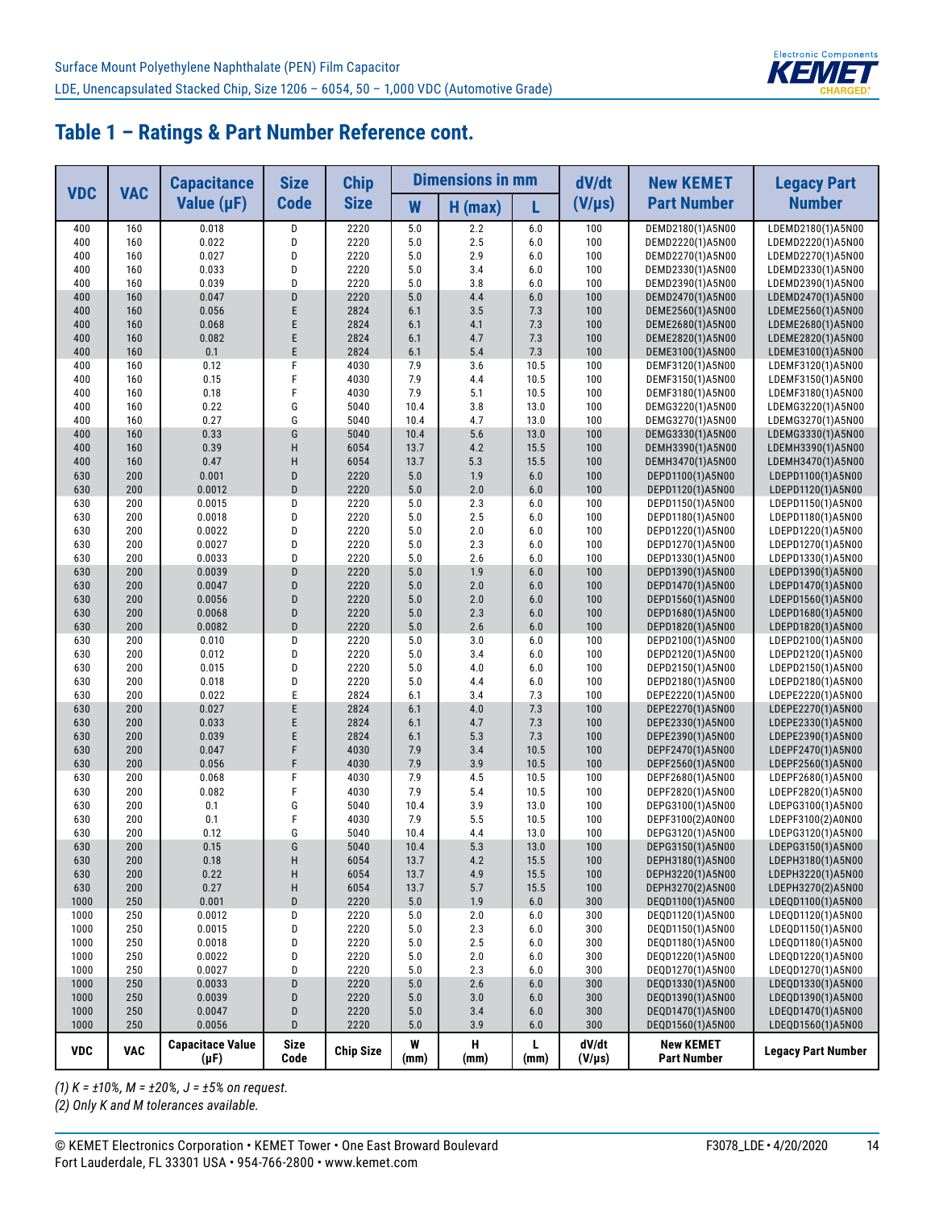## Table 1 – Ratings & Part Number Reference cont.

| VDC | VAC | Capacitance Value (µF) | Size Code | Chip Size | Dimensions in mm W | H (max) | L | dV/dt (V/µs) | New KEMET Part Number | Legacy Part Number |
|---|---|---|---|---|---|---|---|---|---|---|
| 400 | 160 | 0.018 | D | 2220 | 5.0 | 2.2 | 6.0 | 100 | DEMD2180(1)A5N00 | LDEMD2180(1)A5N00 |
| 400 | 160 | 0.022 | D | 2220 | 5.0 | 2.5 | 6.0 | 100 | DEMD2220(1)A5N00 | LDEMD2220(1)A5N00 |
| 400 | 160 | 0.027 | D | 2220 | 5.0 | 2.9 | 6.0 | 100 | DEMD2270(1)A5N00 | LDEMD2270(1)A5N00 |
| 400 | 160 | 0.033 | D | 2220 | 5.0 | 3.4 | 6.0 | 100 | DEMD2330(1)A5N00 | LDEMD2330(1)A5N00 |
| 400 | 160 | 0.039 | D | 2220 | 5.0 | 3.8 | 6.0 | 100 | DEMD2390(1)A5N00 | LDEMD2390(1)A5N00 |
| 400 | 160 | 0.047 | D | 2220 | 5.0 | 4.4 | 6.0 | 100 | DEMD2470(1)A5N00 | LDEMD2470(1)A5N00 |
| 400 | 160 | 0.056 | E | 2824 | 6.1 | 3.5 | 7.3 | 100 | DEME2560(1)A5N00 | LDEME2560(1)A5N00 |
| 400 | 160 | 0.068 | E | 2824 | 6.1 | 4.1 | 7.3 | 100 | DEME2680(1)A5N00 | LDEME2680(1)A5N00 |
| 400 | 160 | 0.082 | E | 2824 | 6.1 | 4.7 | 7.3 | 100 | DEME2820(1)A5N00 | LDEME2820(1)A5N00 |
| 400 | 160 | 0.1 | E | 2824 | 6.1 | 5.4 | 7.3 | 100 | DEME3100(1)A5N00 | LDEME3100(1)A5N00 |
| 400 | 160 | 0.12 | F | 4030 | 7.9 | 3.6 | 10.5 | 100 | DEMF3120(1)A5N00 | LDEMF3120(1)A5N00 |
| 400 | 160 | 0.15 | F | 4030 | 7.9 | 4.4 | 10.5 | 100 | DEMF3150(1)A5N00 | LDEMF3150(1)A5N00 |
| 400 | 160 | 0.18 | F | 4030 | 7.9 | 5.1 | 10.5 | 100 | DEMF3180(1)A5N00 | LDEMF3180(1)A5N00 |
| 400 | 160 | 0.22 | G | 5040 | 10.4 | 3.8 | 13.0 | 100 | DEMG3220(1)A5N00 | LDEMG3220(1)A5N00 |
| 400 | 160 | 0.27 | G | 5040 | 10.4 | 4.7 | 13.0 | 100 | DEMG3270(1)A5N00 | LDEMG3270(1)A5N00 |
| 400 | 160 | 0.33 | G | 5040 | 10.4 | 5.6 | 13.0 | 100 | DEMG3330(1)A5N00 | LDEMG3330(1)A5N00 |
| 400 | 160 | 0.39 | H | 6054 | 13.7 | 4.2 | 15.5 | 100 | DEMH3390(1)A5N00 | LDEMH3390(1)A5N00 |
| 400 | 160 | 0.47 | H | 6054 | 13.7 | 5.3 | 15.5 | 100 | DEMH3470(1)A5N00 | LDEMH3470(1)A5N00 |
| 630 | 200 | 0.001 | D | 2220 | 5.0 | 1.9 | 6.0 | 100 | DEPD1100(1)A5N00 | LDEPD1100(1)A5N00 |
| 630 | 200 | 0.0012 | D | 2220 | 5.0 | 2.0 | 6.0 | 100 | DEPD1120(1)A5N00 | LDEPD1120(1)A5N00 |
| 630 | 200 | 0.0015 | D | 2220 | 5.0 | 2.3 | 6.0 | 100 | DEPD1150(1)A5N00 | LDEPD1150(1)A5N00 |
| 630 | 200 | 0.0018 | D | 2220 | 5.0 | 2.5 | 6.0 | 100 | DEPD1180(1)A5N00 | LDEPD1180(1)A5N00 |
| 630 | 200 | 0.0022 | D | 2220 | 5.0 | 2.0 | 6.0 | 100 | DEPD1220(1)A5N00 | LDEPD1220(1)A5N00 |
| 630 | 200 | 0.0027 | D | 2220 | 5.0 | 2.3 | 6.0 | 100 | DEPD1270(1)A5N00 | LDEPD1270(1)A5N00 |
| 630 | 200 | 0.0033 | D | 2220 | 5.0 | 2.6 | 6.0 | 100 | DEPD1330(1)A5N00 | LDEPD1330(1)A5N00 |
| 630 | 200 | 0.0039 | D | 2220 | 5.0 | 1.9 | 6.0 | 100 | DEPD1390(1)A5N00 | LDEPD1390(1)A5N00 |
| 630 | 200 | 0.0047 | D | 2220 | 5.0 | 2.0 | 6.0 | 100 | DEPD1470(1)A5N00 | LDEPD1470(1)A5N00 |
| 630 | 200 | 0.0056 | D | 2220 | 5.0 | 2.0 | 6.0 | 100 | DEPD1560(1)A5N00 | LDEPD1560(1)A5N00 |
| 630 | 200 | 0.0068 | D | 2220 | 5.0 | 2.3 | 6.0 | 100 | DEPD1680(1)A5N00 | LDEPD1680(1)A5N00 |
| 630 | 200 | 0.0082 | D | 2220 | 5.0 | 2.6 | 6.0 | 100 | DEPD1820(1)A5N00 | LDEPD1820(1)A5N00 |
| 630 | 200 | 0.010 | D | 2220 | 5.0 | 3.0 | 6.0 | 100 | DEPD2100(1)A5N00 | LDEPD2100(1)A5N00 |
| 630 | 200 | 0.012 | D | 2220 | 5.0 | 3.4 | 6.0 | 100 | DEPD2120(1)A5N00 | LDEPD2120(1)A5N00 |
| 630 | 200 | 0.015 | D | 2220 | 5.0 | 4.0 | 6.0 | 100 | DEPD2150(1)A5N00 | LDEPD2150(1)A5N00 |
| 630 | 200 | 0.018 | D | 2220 | 5.0 | 4.4 | 6.0 | 100 | DEPD2180(1)A5N00 | LDEPD2180(1)A5N00 |
| 630 | 200 | 0.022 | E | 2824 | 6.1 | 3.4 | 7.3 | 100 | DEPE2220(1)A5N00 | LDEPE2220(1)A5N00 |
| 630 | 200 | 0.027 | E | 2824 | 6.1 | 4.0 | 7.3 | 100 | DEPE2270(1)A5N00 | LDEPE2270(1)A5N00 |
| 630 | 200 | 0.033 | E | 2824 | 6.1 | 4.7 | 7.3 | 100 | DEPE2330(1)A5N00 | LDEPE2330(1)A5N00 |
| 630 | 200 | 0.039 | E | 2824 | 6.1 | 5.3 | 7.3 | 100 | DEPE2390(1)A5N00 | LDEPE2390(1)A5N00 |
| 630 | 200 | 0.047 | F | 4030 | 7.9 | 3.4 | 10.5 | 100 | DEPF2470(1)A5N00 | LDEPF2470(1)A5N00 |
| 630 | 200 | 0.056 | F | 4030 | 7.9 | 3.9 | 10.5 | 100 | DEPF2560(1)A5N00 | LDEPF2560(1)A5N00 |
| 630 | 200 | 0.068 | F | 4030 | 7.9 | 4.5 | 10.5 | 100 | DEPF2680(1)A5N00 | LDEPF2680(1)A5N00 |
| 630 | 200 | 0.082 | F | 4030 | 7.9 | 5.4 | 10.5 | 100 | DEPF2820(1)A5N00 | LDEPF2820(1)A5N00 |
| 630 | 200 | 0.1 | G | 5040 | 10.4 | 3.9 | 13.0 | 100 | DEPG3100(1)A5N00 | LDEPG3100(1)A5N00 |
| 630 | 200 | 0.1 | F | 4030 | 7.9 | 5.5 | 10.5 | 100 | DEPF3100(2)A0N00 | LDEPF3100(2)A0N00 |
| 630 | 200 | 0.12 | G | 5040 | 10.4 | 4.4 | 13.0 | 100 | DEPG3120(1)A5N00 | LDEPG3120(1)A5N00 |
| 630 | 200 | 0.15 | G | 5040 | 10.4 | 5.3 | 13.0 | 100 | DEPG3150(1)A5N00 | LDEPG3150(1)A5N00 |
| 630 | 200 | 0.18 | H | 6054 | 13.7 | 4.2 | 15.5 | 100 | DEPH3180(1)A5N00 | LDEPH3180(1)A5N00 |
| 630 | 200 | 0.22 | H | 6054 | 13.7 | 4.9 | 15.5 | 100 | DEPH3220(1)A5N00 | LDEPH3220(1)A5N00 |
| 630 | 200 | 0.27 | H | 6054 | 13.7 | 5.7 | 15.5 | 100 | DEPH3270(2)A5N00 | LDEPH3270(2)A5N00 |
| 1000 | 250 | 0.001 | D | 2220 | 5.0 | 1.9 | 6.0 | 300 | DEQD1100(1)A5N00 | LDEQD1100(1)A5N00 |
| 1000 | 250 | 0.0012 | D | 2220 | 5.0 | 2.0 | 6.0 | 300 | DEQD1120(1)A5N00 | LDEQD1120(1)A5N00 |
| 1000 | 250 | 0.0015 | D | 2220 | 5.0 | 2.3 | 6.0 | 300 | DEQD1150(1)A5N00 | LDEQD1150(1)A5N00 |
| 1000 | 250 | 0.0018 | D | 2220 | 5.0 | 2.5 | 6.0 | 300 | DEQD1180(1)A5N00 | LDEQD1180(1)A5N00 |
| 1000 | 250 | 0.0022 | D | 2220 | 5.0 | 2.0 | 6.0 | 300 | DEQD1220(1)A5N00 | LDEQD1220(1)A5N00 |
| 1000 | 250 | 0.0027 | D | 2220 | 5.0 | 2.3 | 6.0 | 300 | DEQD1270(1)A5N00 | LDEQD1270(1)A5N00 |
| 1000 | 250 | 0.0033 | D | 2220 | 5.0 | 2.6 | 6.0 | 300 | DEQD1330(1)A5N00 | LDEQD1330(1)A5N00 |
| 1000 | 250 | 0.0039 | D | 2220 | 5.0 | 3.0 | 6.0 | 300 | DEQD1390(1)A5N00 | LDEQD1390(1)A5N00 |
| 1000 | 250 | 0.0047 | D | 2220 | 5.0 | 3.4 | 6.0 | 300 | DEQD1470(1)A5N00 | LDEQD1470(1)A5N00 |
| 1000 | 250 | 0.0056 | D | 2220 | 5.0 | 3.9 | 6.0 | 300 | DEQD1560(1)A5N00 | LDEQD1560(1)A5N00 |
| VDC | VAC | Capacitace Value (µF) | Size Code | Chip Size | W (mm) | H (mm) | L (mm) | dV/dt (V/µs) | New KEMET Part Number | Legacy Part Number |

*(1) K = ±10%, M = ±20%, J = ±5% on request.*
*(2) Only K and M tolerances available.*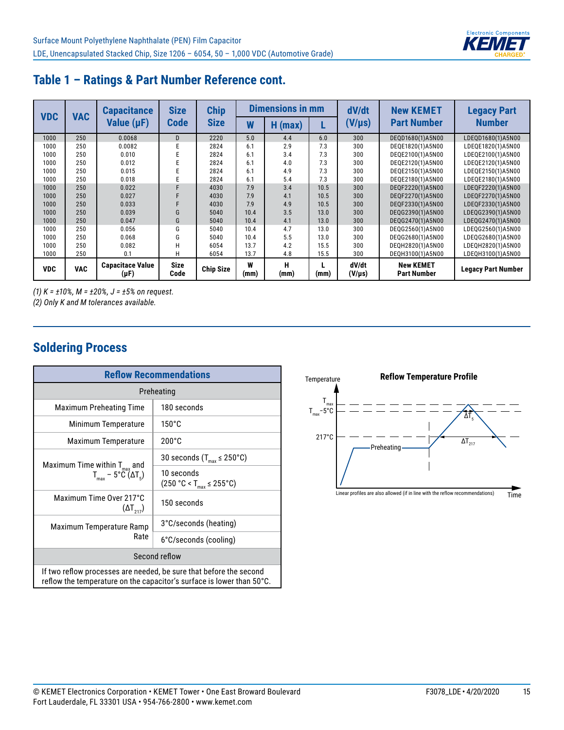## Table 1 – Ratings & Part Number Reference cont.

| VDC | VAC | Capacitance Value (µF) | Size Code | Chip Size | Dimensions in mm W | H (max) | L | dV/dt (V/µs) | New KEMET Part Number | Legacy Part Number |
|---|---|---|---|---|---|---|---|---|---|---|
| 1000 | 250 | 0.0068 | D | 2220 | 5.0 | 4.4 | 6.0 | 300 | DEQD1680(1)A5N00 | LDEQD1680(1)A5N00 |
| 1000 | 250 | 0.0082 | E | 2824 | 6.1 | 2.9 | 7.3 | 300 | DEQE1820(1)A5N00 | LDEQE1820(1)A5N00 |
| 1000 | 250 | 0.010 | E | 2824 | 6.1 | 3.4 | 7.3 | 300 | DEQE2100(1)A5N00 | LDEQE2100(1)A5N00 |
| 1000 | 250 | 0.012 | E | 2824 | 6.1 | 4.0 | 7.3 | 300 | DEQE2120(1)A5N00 | LDEQE2120(1)A5N00 |
| 1000 | 250 | 0.015 | E | 2824 | 6.1 | 4.9 | 7.3 | 300 | DEQE2150(1)A5N00 | LDEQE2150(1)A5N00 |
| 1000 | 250 | 0.018 | E | 2824 | 6.1 | 5.4 | 7.3 | 300 | DEQE2180(1)A5N00 | LDEQE2180(1)A5N00 |
| 1000 | 250 | 0.022 | F | 4030 | 7.9 | 3.4 | 10.5 | 300 | DEQF2220(1)A5N00 | LDEQF2220(1)A5N00 |
| 1000 | 250 | 0.027 | F | 4030 | 7.9 | 4.1 | 10.5 | 300 | DEQF2270(1)A5N00 | LDEQF2270(1)A5N00 |
| 1000 | 250 | 0.033 | F | 4030 | 7.9 | 4.9 | 10.5 | 300 | DEQF2330(1)A5N00 | LDEQF2330(1)A5N00 |
| 1000 | 250 | 0.039 | G | 5040 | 10.4 | 3.5 | 13.0 | 300 | DEQG2390(1)A5N00 | LDEQG2390(1)A5N00 |
| 1000 | 250 | 0.047 | G | 5040 | 10.4 | 4.1 | 13.0 | 300 | DEQG2470(1)A5N00 | LDEQG2470(1)A5N00 |
| 1000 | 250 | 0.056 | G | 5040 | 10.4 | 4.7 | 13.0 | 300 | DEQG2560(1)A5N00 | LDEQG2560(1)A5N00 |
| 1000 | 250 | 0.068 | G | 5040 | 10.4 | 5.5 | 13.0 | 300 | DEQG2680(1)A5N00 | LDEQG2680(1)A5N00 |
| 1000 | 250 | 0.082 | H | 6054 | 13.7 | 4.2 | 15.5 | 300 | DEQH2820(1)A5N00 | LDEQH2820(1)A5N00 |
| 1000 | 250 | 0.1 | H | 6054 | 13.7 | 4.8 | 15.5 | 300 | DEQH3100(1)A5N00 | LDEQH3100(1)A5N00 |
| VDC | VAC | Capacitance Value (µF) | Size Code | Chip Size | W (mm) | H (mm) | L (mm) | dV/dt (V/µs) | New KEMET Part Number | Legacy Part Number |

*(1) K = ±10%, M = ±20%, J = ±5% on request.*
*(2) Only K and M tolerances available.*

## Soldering Process

| Reflow Recommendations | |
|---|---|
| **Preheating** | |
| Maximum Preheating Time | 180 seconds |
| Minimum Temperature | 150°C |
| Maximum Temperature | 200°C |
| Maximum Time within $T_{max}$ and $T_{max}$ – 5°C ($\Delta T_5$) | 30 seconds ($T_{max} \leq 250$°C) |
| | 10 seconds (250 °C < $T_{max} \leq 255$°C) |
| Maximum Time Over 217°C ($\Delta T_{217}$) | 150 seconds |
| Maximum Temperature Ramp Rate | 3°C/seconds (heating) |
| | 6°C/seconds (cooling) |
| **Second reflow** | |
| If two reflow processes are needed, be sure that before the second reflow the temperature on the capacitor's surface is lower than 50°C. | |

**Reflow Temperature Profile**

Temperature; $T_{max}$; $T_{max}$–5°C; 217°C; Preheating; $\Delta T_5$; $\Delta T_{217}$; Time

Linear profiles are also allowed (if in line with the reflow recommendations)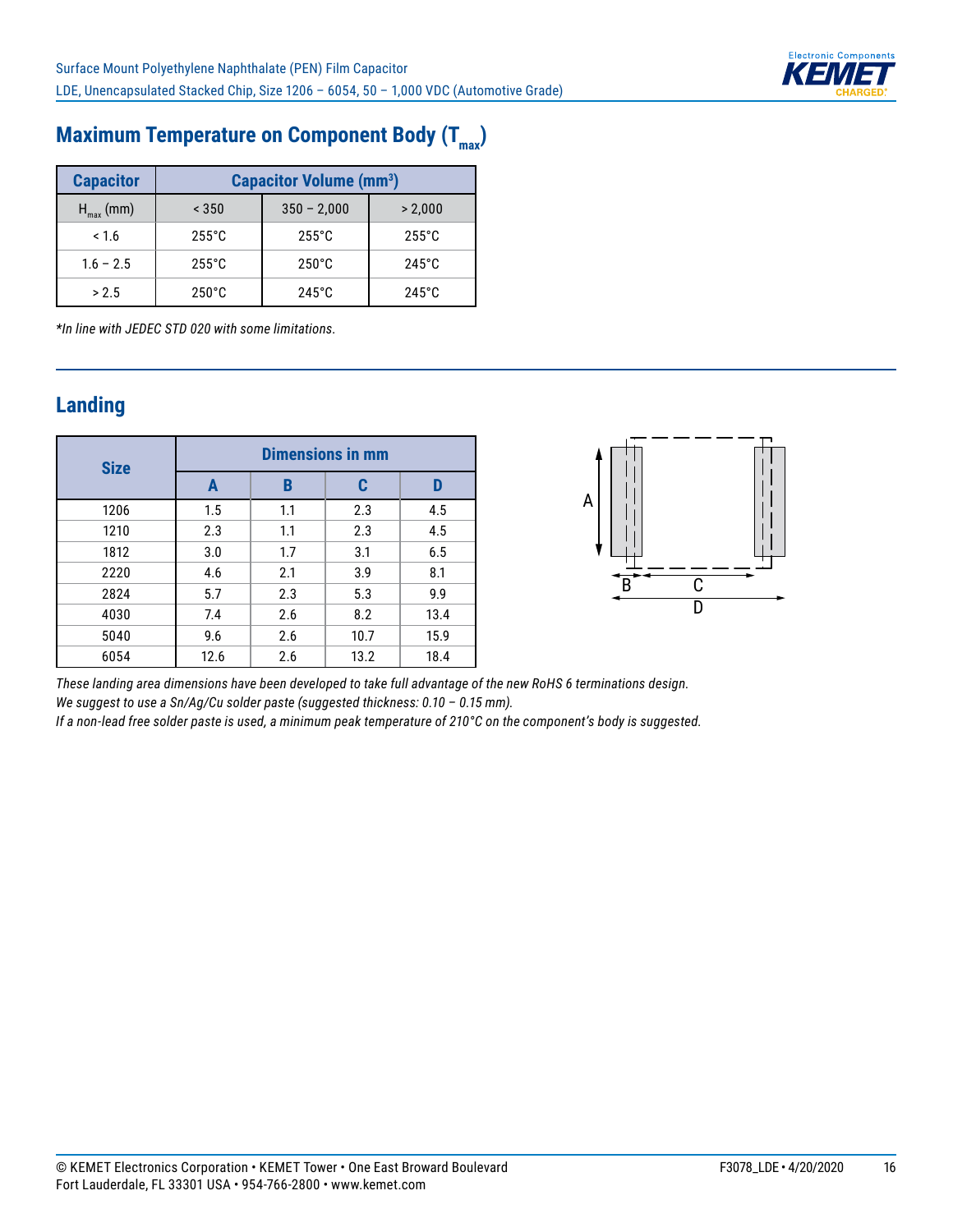## Maximum Temperature on Component Body ($T_{max}$)

| Capacitor | Capacitor Volume (mm³) | | |
|---|---|---|---|
| $H_{max}$ (mm) | < 350 | 350 – 2,000 | > 2,000 |
| < 1.6 | 255°C | 255°C | 255°C |
| 1.6 – 2.5 | 255°C | 250°C | 245°C |
| > 2.5 | 250°C | 245°C | 245°C |

*\*In line with JEDEC STD 020 with some limitations.*

## Landing

| Size | Dimensions in mm | | | |
|---|---|---|---|---|
| | A | B | C | D |
| 1206 | 1.5 | 1.1 | 2.3 | 4.5 |
| 1210 | 2.3 | 1.1 | 2.3 | 4.5 |
| 1812 | 3.0 | 1.7 | 3.1 | 6.5 |
| 2220 | 4.6 | 2.1 | 3.9 | 8.1 |
| 2824 | 5.7 | 2.3 | 5.3 | 9.9 |
| 4030 | 7.4 | 2.6 | 8.2 | 13.4 |
| 5040 | 9.6 | 2.6 | 10.7 | 15.9 |
| 6054 | 12.6 | 2.6 | 13.2 | 18.4 |

*These landing area dimensions have been developed to take full advantage of the new RoHS 6 terminations design.*
*We suggest to use a Sn/Ag/Cu solder paste (suggested thickness: 0.10 – 0.15 mm).*
*If a non-lead free solder paste is used, a minimum peak temperature of 210°C on the component's body is suggested.*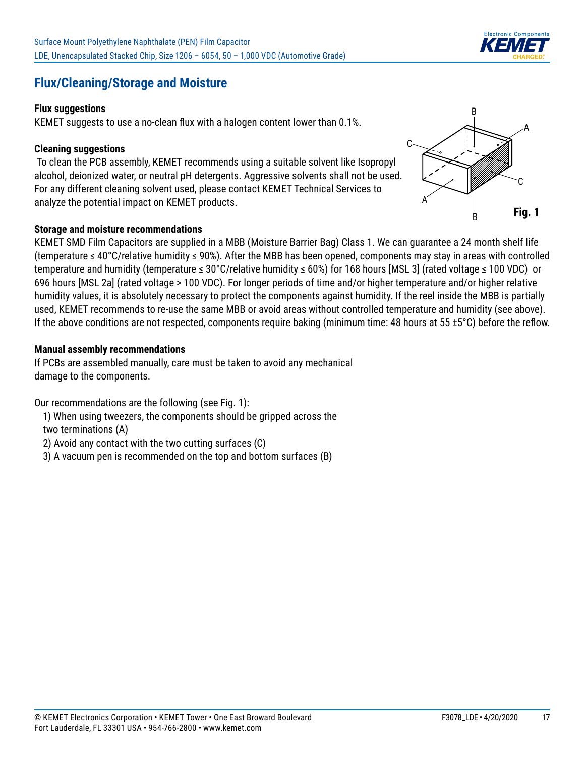## Flux/Cleaning/Storage and Moisture

**Flux suggestions**

KEMET suggests to use a no-clean flux with a halogen content lower than 0.1%.

**Cleaning suggestions**

To clean the PCB assembly, KEMET recommends using a suitable solvent like Isopropyl alcohol, deionized water, or neutral pH detergents. Aggressive solvents shall not be used. For any different cleaning solvent used, please contact KEMET Technical Services to analyze the potential impact on KEMET products.

**Storage and moisture recommendations**

KEMET SMD Film Capacitors are supplied in a MBB (Moisture Barrier Bag) Class 1. We can guarantee a 24 month shelf life (temperature ≤ 40°C/relative humidity ≤ 90%). After the MBB has been opened, components may stay in areas with controlled temperature and humidity (temperature ≤ 30°C/relative humidity ≤ 60%) for 168 hours [MSL 3] (rated voltage ≤ 100 VDC) or 696 hours [MSL 2a] (rated voltage > 100 VDC). For longer periods of time and/or higher temperature and/or higher relative humidity values, it is absolutely necessary to protect the components against humidity. If the reel inside the MBB is partially used, KEMET recommends to re-use the same MBB or avoid areas without controlled temperature and humidity (see above). If the above conditions are not respected, components require baking (minimum time: 48 hours at 55 ±5°C) before the reflow.

**Manual assembly recommendations**

If PCBs are assembled manually, care must be taken to avoid any mechanical damage to the components.

Our recommendations are the following (see Fig. 1):

1) When using tweezers, the components should be gripped across the two terminations (A)
2) Avoid any contact with the two cutting surfaces (C)
3) A vacuum pen is recommended on the top and bottom surfaces (B)

**Fig. 1**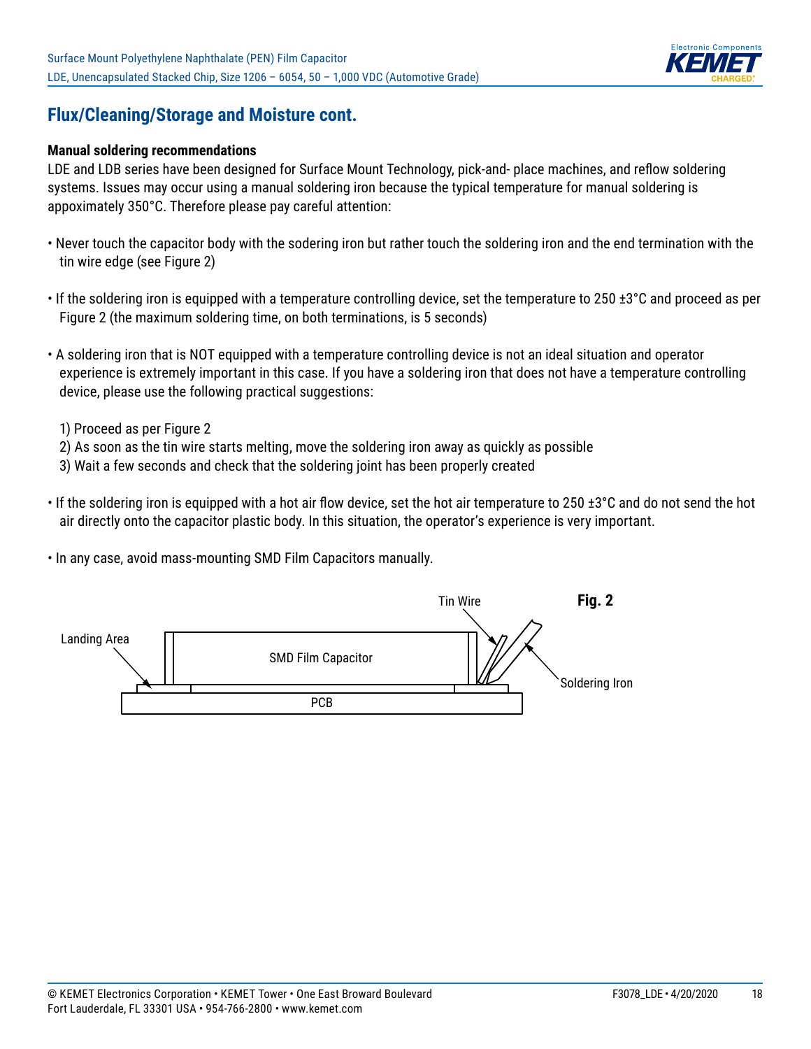## Flux/Cleaning/Storage and Moisture cont.

**Manual soldering recommendations**

LDE and LDB series have been designed for Surface Mount Technology, pick-and- place machines, and reflow soldering systems. Issues may occur using a manual soldering iron because the typical temperature for manual soldering is appoximately 350°C. Therefore please pay careful attention:

- Never touch the capacitor body with the sodering iron but rather touch the soldering iron and the end termination with the tin wire edge (see Figure 2)

- If the soldering iron is equipped with a temperature controlling device, set the temperature to 250 ±3°C and proceed as per Figure 2 (the maximum soldering time, on both terminations, is 5 seconds)

- A soldering iron that is NOT equipped with a temperature controlling device is not an ideal situation and operator experience is extremely important in this case. If you have a soldering iron that does not have a temperature controlling device, please use the following practical suggestions:

  1) Proceed as per Figure 2
  2) As soon as the tin wire starts melting, move the soldering iron away as quickly as possible
  3) Wait a few seconds and check that the soldering joint has been properly created

- If the soldering iron is equipped with a hot air flow device, set the hot air temperature to 250 ±3°C and do not send the hot air directly onto the capacitor plastic body. In this situation, the operator's experience is very important.

- In any case, avoid mass-mounting SMD Film Capacitors manually.

**Fig. 2**

Landing Area — SMD Film Capacitor — PCB — Tin Wire — Soldering Iron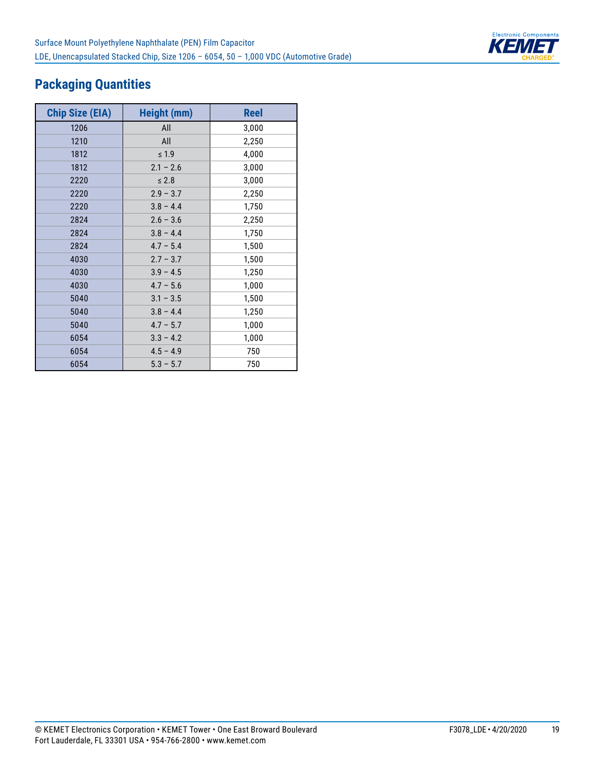## Packaging Quantities

| Chip Size (EIA) | Height (mm) | Reel |
|---|---|---|
| 1206 | All | 3,000 |
| 1210 | All | 2,250 |
| 1812 | ≤ 1.9 | 4,000 |
| 1812 | 2.1 – 2.6 | 3,000 |
| 2220 | ≤ 2.8 | 3,000 |
| 2220 | 2.9 – 3.7 | 2,250 |
| 2220 | 3.8 – 4.4 | 1,750 |
| 2824 | 2.6 – 3.6 | 2,250 |
| 2824 | 3.8 – 4.4 | 1,750 |
| 2824 | 4.7 – 5.4 | 1,500 |
| 4030 | 2.7 – 3.7 | 1,500 |
| 4030 | 3.9 – 4.5 | 1,250 |
| 4030 | 4.7 – 5.6 | 1,000 |
| 5040 | 3.1 – 3.5 | 1,500 |
| 5040 | 3.8 – 4.4 | 1,250 |
| 5040 | 4.7 – 5.7 | 1,000 |
| 6054 | 3.3 – 4.2 | 1,000 |
| 6054 | 4.5 – 4.9 | 750 |
| 6054 | 5.3 – 5.7 | 750 |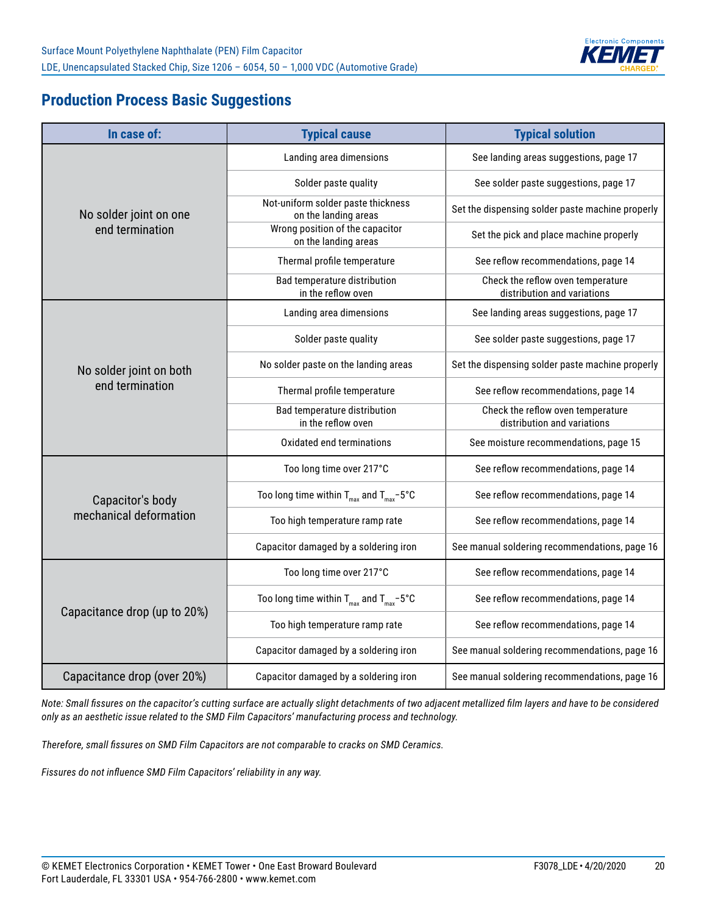## Production Process Basic Suggestions

| In case of: | Typical cause | Typical solution |
|---|---|---|
| No solder joint on one end termination | Landing area dimensions | See landing areas suggestions, page 17 |
| | Solder paste quality | See solder paste suggestions, page 17 |
| | Not-uniform solder paste thickness on the landing areas | Set the dispensing solder paste machine properly |
| | Wrong position of the capacitor on the landing areas | Set the pick and place machine properly |
| | Thermal profile temperature | See reflow recommendations, page 14 |
| | Bad temperature distribution in the reflow oven | Check the reflow oven temperature distribution and variations |
| No solder joint on both end termination | Landing area dimensions | See landing areas suggestions, page 17 |
| | Solder paste quality | See solder paste suggestions, page 17 |
| | No solder paste on the landing areas | Set the dispensing solder paste machine properly |
| | Thermal profile temperature | See reflow recommendations, page 14 |
| | Bad temperature distribution in the reflow oven | Check the reflow oven temperature distribution and variations |
| | Oxidated end terminations | See moisture recommendations, page 15 |
| Capacitor's body mechanical deformation | Too long time over 217°C | See reflow recommendations, page 14 |
| | Too long time within $T_{max}$ and $T_{max}$–5°C | See reflow recommendations, page 14 |
| | Too high temperature ramp rate | See reflow recommendations, page 14 |
| | Capacitor damaged by a soldering iron | See manual soldering recommendations, page 16 |
| Capacitance drop (up to 20%) | Too long time over 217°C | See reflow recommendations, page 14 |
| | Too long time within $T_{max}$ and $T_{max}$–5°C | See reflow recommendations, page 14 |
| | Too high temperature ramp rate | See reflow recommendations, page 14 |
| | Capacitor damaged by a soldering iron | See manual soldering recommendations, page 16 |
| Capacitance drop (over 20%) | Capacitor damaged by a soldering iron | See manual soldering recommendations, page 16 |

*Note: Small fissures on the capacitor's cutting surface are actually slight detachments of two adjacent metallized film layers and have to be considered only as an aesthetic issue related to the SMD Film Capacitors' manufacturing process and technology.*

*Therefore, small fissures on SMD Film Capacitors are not comparable to cracks on SMD Ceramics.*

*Fissures do not influence SMD Film Capacitors' reliability in any way.*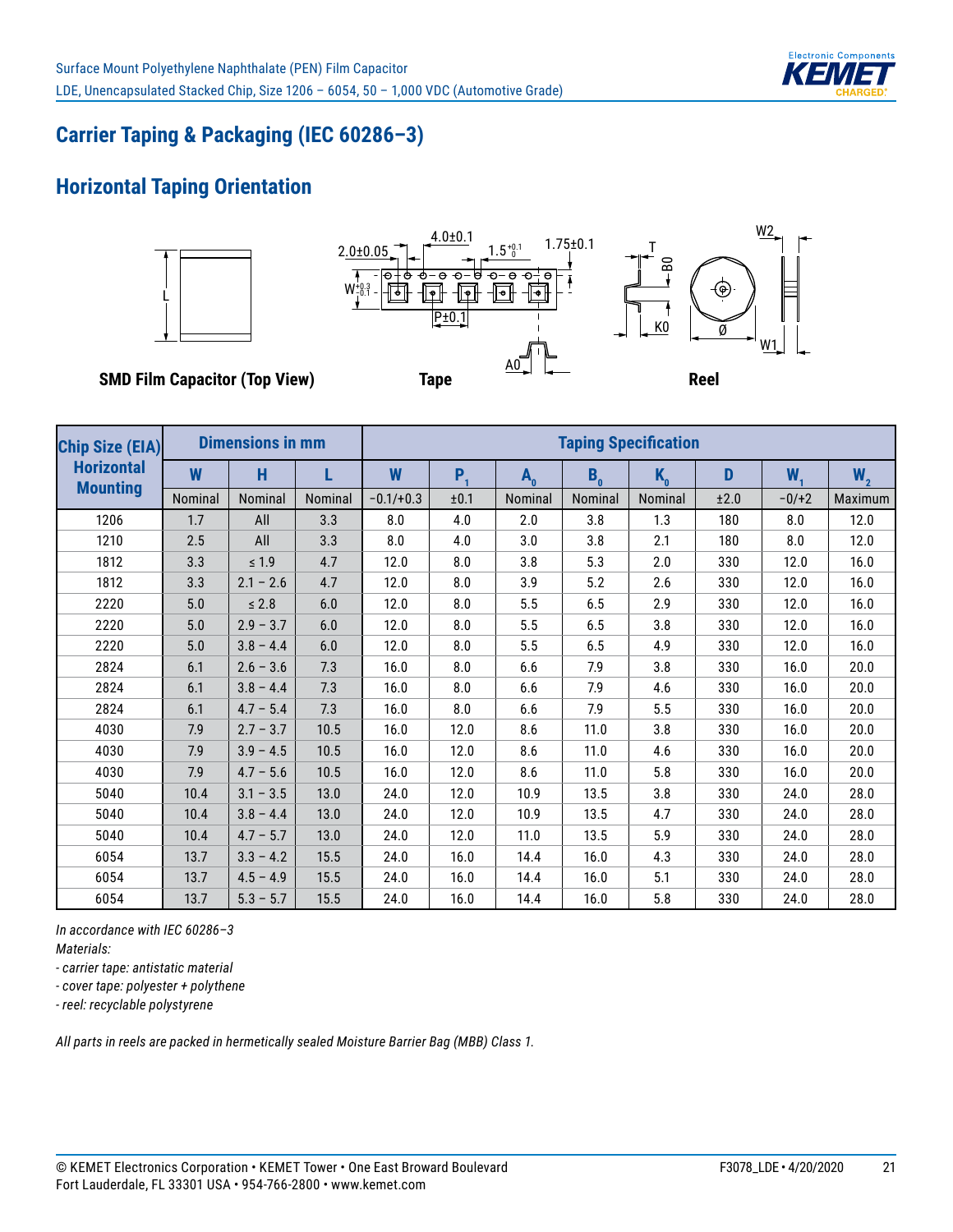## Carrier Taping & Packaging (IEC 60286–3)

## Horizontal Taping Orientation

**SMD Film Capacitor (Top View)** **Tape** **Reel**

| Chip Size (EIA) Horizontal Mounting | Dimensions in mm | | | Taping Specification | | | | | | | |
|---|---|---|---|---|---|---|---|---|---|---|---|
| | W | H | L | W | $P_1$ | $A_0$ | $B_0$ | $K_0$ | D | $W_1$ | $W_2$ |
| | Nominal | Nominal | Nominal | −0.1/+0.3 | ±0.1 | Nominal | Nominal | Nominal | ±2.0 | −0/+2 | Maximum |
| 1206 | 1.7 | All | 3.3 | 8.0 | 4.0 | 2.0 | 3.8 | 1.3 | 180 | 8.0 | 12.0 |
| 1210 | 2.5 | All | 3.3 | 8.0 | 4.0 | 3.0 | 3.8 | 2.1 | 180 | 8.0 | 12.0 |
| 1812 | 3.3 | ≤ 1.9 | 4.7 | 12.0 | 8.0 | 3.8 | 5.3 | 2.0 | 330 | 12.0 | 16.0 |
| 1812 | 3.3 | 2.1 – 2.6 | 4.7 | 12.0 | 8.0 | 3.9 | 5.2 | 2.6 | 330 | 12.0 | 16.0 |
| 2220 | 5.0 | ≤ 2.8 | 6.0 | 12.0 | 8.0 | 5.5 | 6.5 | 2.9 | 330 | 12.0 | 16.0 |
| 2220 | 5.0 | 2.9 – 3.7 | 6.0 | 12.0 | 8.0 | 5.5 | 6.5 | 3.8 | 330 | 12.0 | 16.0 |
| 2220 | 5.0 | 3.8 – 4.4 | 6.0 | 12.0 | 8.0 | 5.5 | 6.5 | 4.9 | 330 | 12.0 | 16.0 |
| 2824 | 6.1 | 2.6 – 3.6 | 7.3 | 16.0 | 8.0 | 6.6 | 7.9 | 3.8 | 330 | 16.0 | 20.0 |
| 2824 | 6.1 | 3.8 – 4.4 | 7.3 | 16.0 | 8.0 | 6.6 | 7.9 | 4.6 | 330 | 16.0 | 20.0 |
| 2824 | 6.1 | 4.7 – 5.4 | 7.3 | 16.0 | 8.0 | 6.6 | 7.9 | 5.5 | 330 | 16.0 | 20.0 |
| 4030 | 7.9 | 2.7 – 3.7 | 10.5 | 16.0 | 12.0 | 8.6 | 11.0 | 3.8 | 330 | 16.0 | 20.0 |
| 4030 | 7.9 | 3.9 – 4.5 | 10.5 | 16.0 | 12.0 | 8.6 | 11.0 | 4.6 | 330 | 16.0 | 20.0 |
| 4030 | 7.9 | 4.7 – 5.6 | 10.5 | 16.0 | 12.0 | 8.6 | 11.0 | 5.8 | 330 | 16.0 | 20.0 |
| 5040 | 10.4 | 3.1 – 3.5 | 13.0 | 24.0 | 12.0 | 10.9 | 13.5 | 3.8 | 330 | 24.0 | 28.0 |
| 5040 | 10.4 | 3.8 – 4.4 | 13.0 | 24.0 | 12.0 | 10.9 | 13.5 | 4.7 | 330 | 24.0 | 28.0 |
| 5040 | 10.4 | 4.7 – 5.7 | 13.0 | 24.0 | 12.0 | 11.0 | 13.5 | 5.9 | 330 | 24.0 | 28.0 |
| 6054 | 13.7 | 3.3 – 4.2 | 15.5 | 24.0 | 16.0 | 14.4 | 16.0 | 4.3 | 330 | 24.0 | 28.0 |
| 6054 | 13.7 | 4.5 – 4.9 | 15.5 | 24.0 | 16.0 | 14.4 | 16.0 | 5.1 | 330 | 24.0 | 28.0 |
| 6054 | 13.7 | 5.3 – 5.7 | 15.5 | 24.0 | 16.0 | 14.4 | 16.0 | 5.8 | 330 | 24.0 | 28.0 |

*In accordance with IEC 60286–3*
*Materials:*
*- carrier tape: antistatic material*
*- cover tape: polyester + polythene*
*- reel: recyclable polystyrene*

*All parts in reels are packed in hermetically sealed Moisture Barrier Bag (MBB) Class 1.*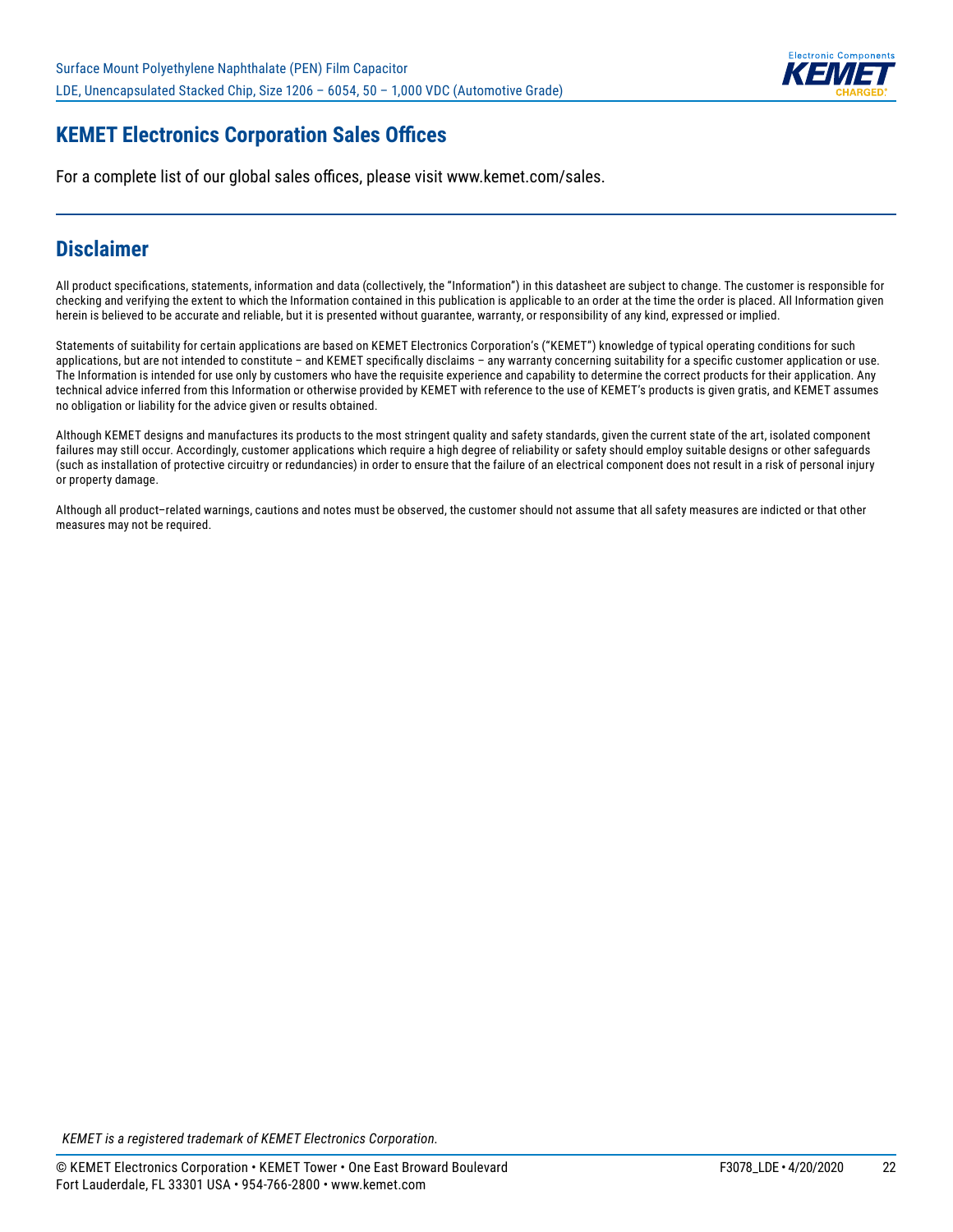## KEMET Electronics Corporation Sales Offices

For a complete list of our global sales offices, please visit www.kemet.com/sales.

## Disclaimer

All product specifications, statements, information and data (collectively, the "Information") in this datasheet are subject to change. The customer is responsible for checking and verifying the extent to which the Information contained in this publication is applicable to an order at the time the order is placed. All Information given herein is believed to be accurate and reliable, but it is presented without guarantee, warranty, or responsibility of any kind, expressed or implied.

Statements of suitability for certain applications are based on KEMET Electronics Corporation's ("KEMET") knowledge of typical operating conditions for such applications, but are not intended to constitute – and KEMET specifically disclaims – any warranty concerning suitability for a specific customer application or use. The Information is intended for use only by customers who have the requisite experience and capability to determine the correct products for their application. Any technical advice inferred from this Information or otherwise provided by KEMET with reference to the use of KEMET's products is given gratis, and KEMET assumes no obligation or liability for the advice given or results obtained.

Although KEMET designs and manufactures its products to the most stringent quality and safety standards, given the current state of the art, isolated component failures may still occur. Accordingly, customer applications which require a high degree of reliability or safety should employ suitable designs or other safeguards (such as installation of protective circuitry or redundancies) in order to ensure that the failure of an electrical component does not result in a risk of personal injury or property damage.

Although all product–related warnings, cautions and notes must be observed, the customer should not assume that all safety measures are indicted or that other measures may not be required.

*KEMET is a registered trademark of KEMET Electronics Corporation.*